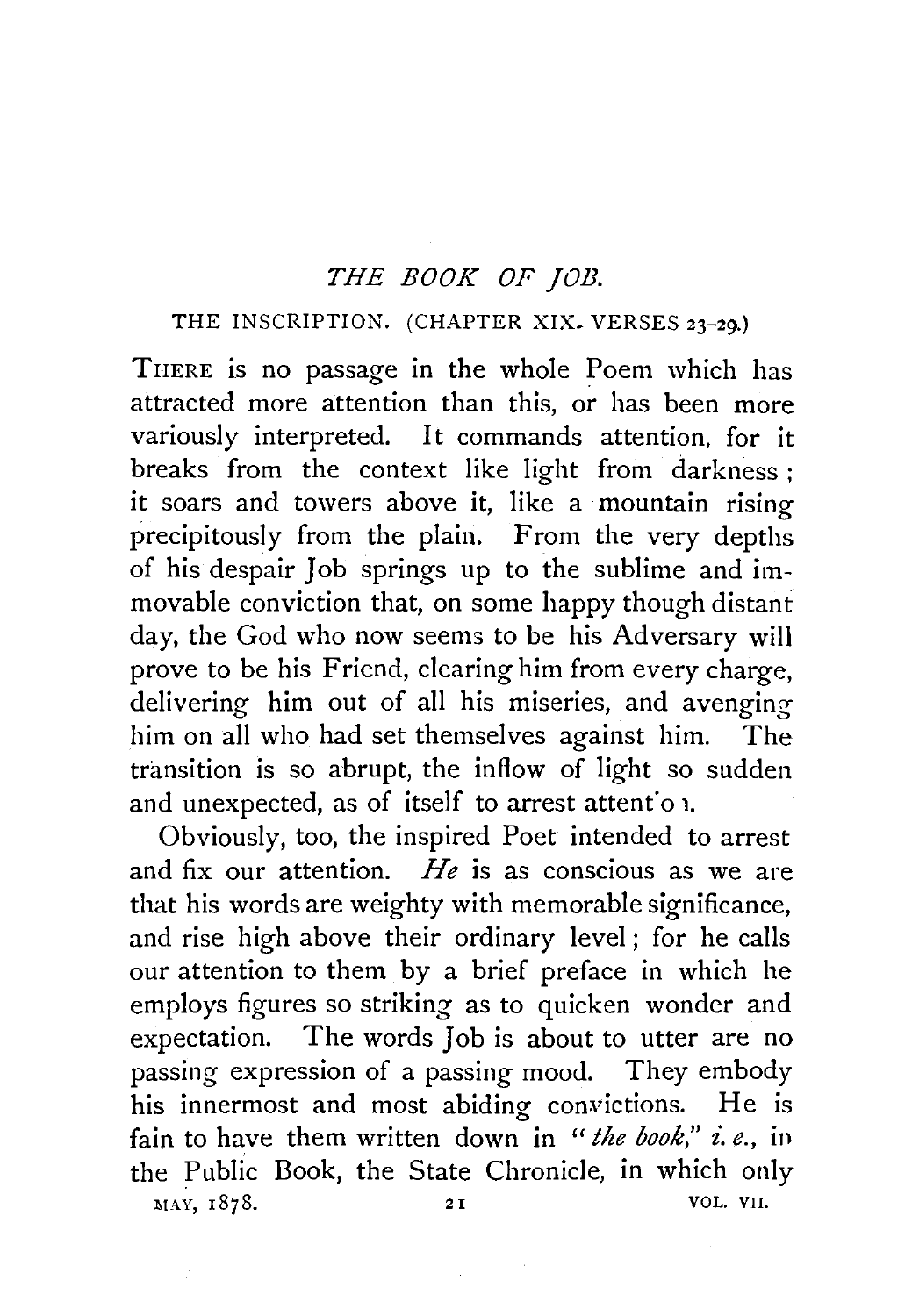# *THE BOOK OF JOB.*

## THE INSCRIPTION. (CHAPTER XIX. VERSES 23–29.)

THERE is no passage in the whole Poem which has attracted more attention than this, or has been more variously interpreted. It commands attention, for it breaks from the context like light from darkness; it soars and towers above it, like a mountain rising precipitously from the plain. From the very depths of his despair Job springs up to the sublime and immovable conviction that, on some happy though distant day, the God who now seems to be his Adversary will prove to be his Friend, clearing him from every charge, delivering him out of all his miseries, and avenging him on all who had set themselves against him. The transition is so abrupt, the inflow of light so sudden and unexpected, as of itself to arrest attent'o ı.

Obviously, too, the inspired Poet intended to arrest and fix our attention. *He* is as conscious as we are that his words are weighty with memorable significance, and rise high above their ordinary level; for he calls our attention to them by a brief preface in which he employs figures so striking as to quicken wonder and expectation. The words Job is about to utter are no passing expression of a passing mood. They embody his innermost and most abiding convictions. He is fain to have them written down in "*the book,*" *i. e.*, in the Public Book, the State Chronicle, in which only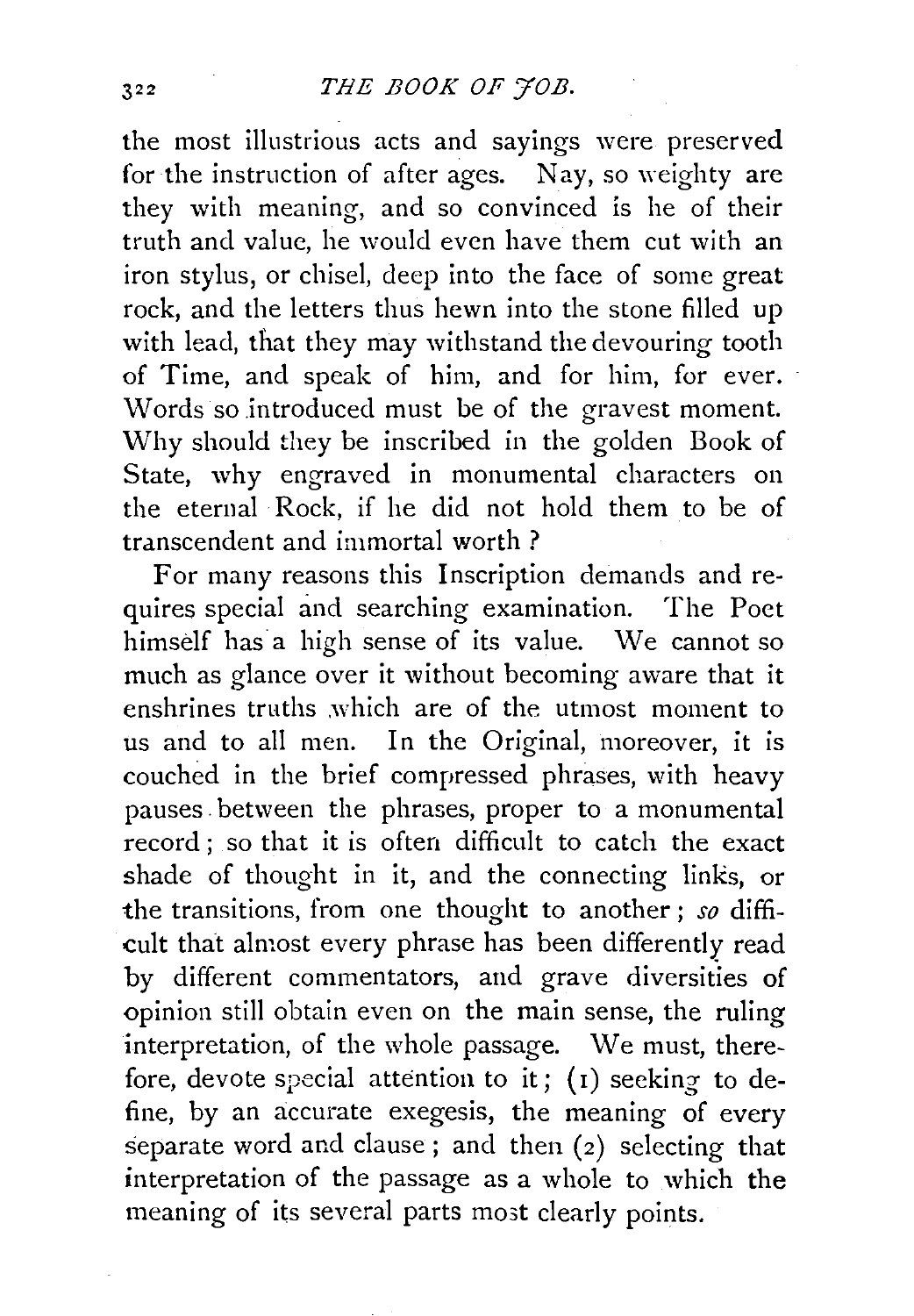the most illustrious acts and sayings were preserved for the instruction of after ages. Nay, so weighty are they with meaning, and so convinced is he of their truth and value, he would even have them cut with an iron stylus, or chisel, deep into the face of some great rock, and the letters thus hewn into the stone filled up with lead, that they may withstand the devouring tooth of Time, and speak of him, and for him, for ever. Words so introduced must be of the gravest moment. Why should they be inscribed in the golden Book of State, why engraved in monumental characters on the eternal Rock, if he did not hold them to be of transcendent and immortal worth?

For many reasons this Inscription demands and requires special and searching examination. The Poet himself has a high sense of its value. We cannot so much as glance over it without becoming aware that it enshrines truths which are of the utmost moment to us and to all men. In the Original, moreover, it is couched in the brief compressed phrases, with heavy pauses between the phrases, proper to a monumental record; so that it is often difficult to catch the exact shade of thought in it, and the connecting links, or the transitions, from one thought to another; *so* difficult that almost every phrase has been differently read by different commentators, and grave diversities of opinion still obtain even on the main sense, the ruling interpretation, of the whole passage. We must, therefore, devote special attention to it; (1) seeking to define, by an accurate exegesis, the meaning of every separate word and clause; and then (2) selecting that interpretation of the passage as a whole to which the meaning of its several parts most clearly points.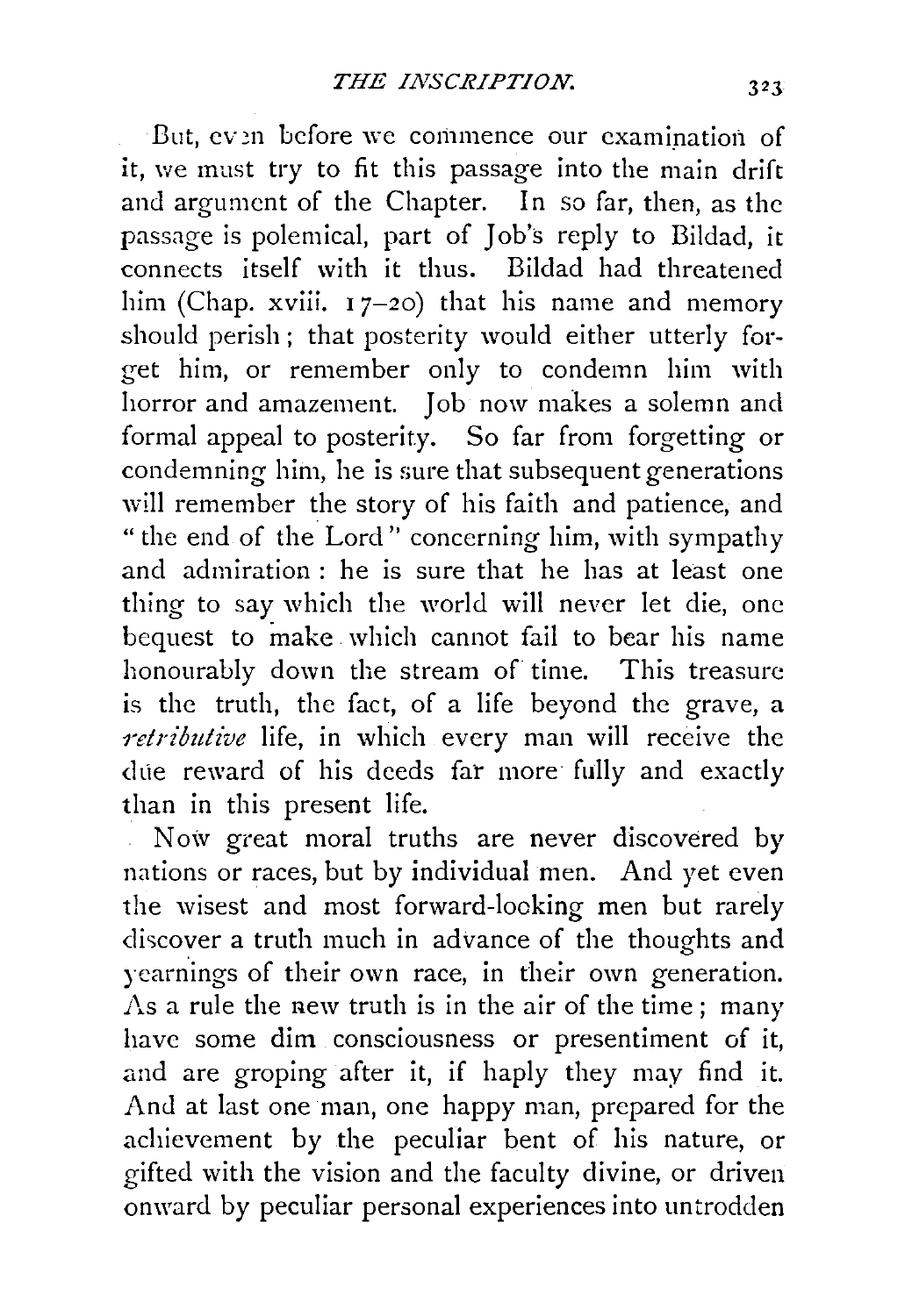But, even before we commence our examination of it, we must try to fit this passage into the main drift and argument of the Chapter. In so far, then, as the passage is polemical, part of Job's reply to Bildad, it connects itself with it thus. Bildad had threatened him (Chap. xviii. 17–20) that his name and memory should perish; that posterity would either utterly forget him, or remember only to condemn him with horror and amazement. Job now makes a solemn and formal appeal to posterity. So far from forgetting or condemning him, he is sure that subsequent generations will remember the story of his faith and patience, and "the end of the Lord" concerning him, with sympathy and admiration: he is sure that he has at least one thing to say which the world will never let die, one bequest to make which cannot fail to bear his name honourably down the stream of time. This treasure is the truth, the fact, of a life beyond the grave, a *retributive* life, in which every man will receive the due reward of his deeds far more fully and exactly than in this present life.

Now great moral truths are never discovered by nations or races, but by individual men. And yet even the wisest and most forward-looking men but rarely discover a truth much in advance of the thoughts and yearnings of their own race, in their own generation. As a rule the new truth is in the air of the time; many have some dim consciousness or presentiment of it, and are groping after it, if haply they may find it. And at last one man, one happy man, prepared for the achievement by the peculiar bent of his nature, or gifted with the vision and the faculty divine, or driven onward by peculiar personal experiences into untrodden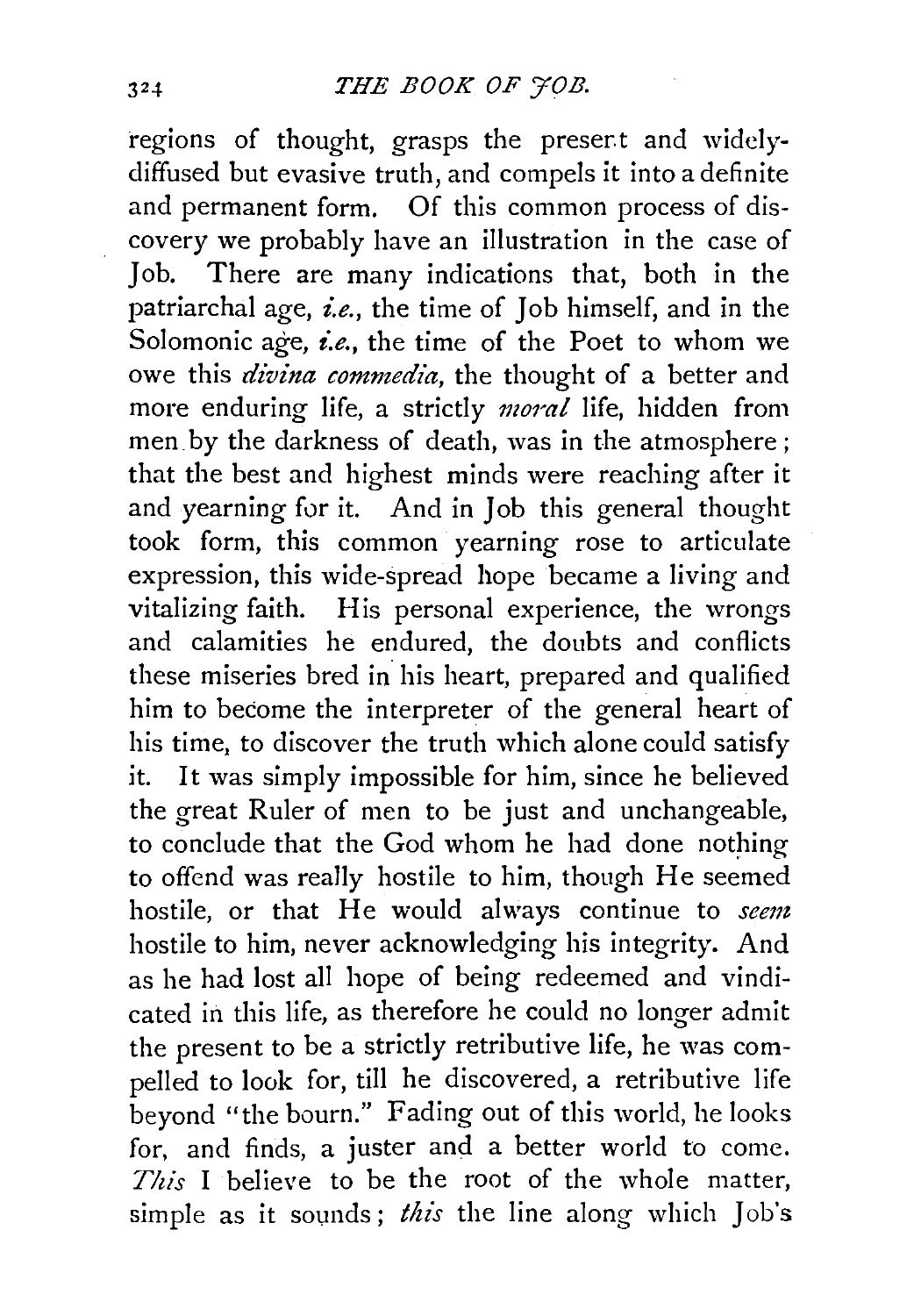regions of thought, grasps the present and widely-diffused but evasive truth, and compels it into a definite and permanent form. Of this common process of discovery we probably have an illustration in the case of Job. There are many indications that, both in the patriarchal age, *i.e.*, the time of Job himself, and in the Solomonic age, *i.e.*, the time of the Poet to whom we owe this *divina commedia*, the thought of a better and more enduring life, a strictly *moral* life, hidden from men by the darkness of death, was in the atmosphere; that the best and highest minds were reaching after it and yearning for it. And in Job this general thought took form, this common yearning rose to articulate expression, this wide-spread hope became a living and vitalizing faith. His personal experience, the wrongs and calamities he endured, the doubts and conflicts these miseries bred in his heart, prepared and qualified him to become the interpreter of the general heart of his time, to discover the truth which alone could satisfy it. It was simply impossible for him, since he believed the great Ruler of men to be just and unchangeable, to conclude that the God whom he had done nothing to offend was really hostile to him, though He seemed hostile, or that He would always continue to *seem* hostile to him, never acknowledging his integrity. And as he had lost all hope of being redeemed and vindicated in this life, as therefore he could no longer admit the present to be a strictly retributive life, he was compelled to look for, till he discovered, a retributive life beyond "the bourn." Fading out of this world, he looks for, and finds, a juster and a better world to come. *This* I believe to be the root of the whole matter, simple as it sounds; *this* the line along which Job's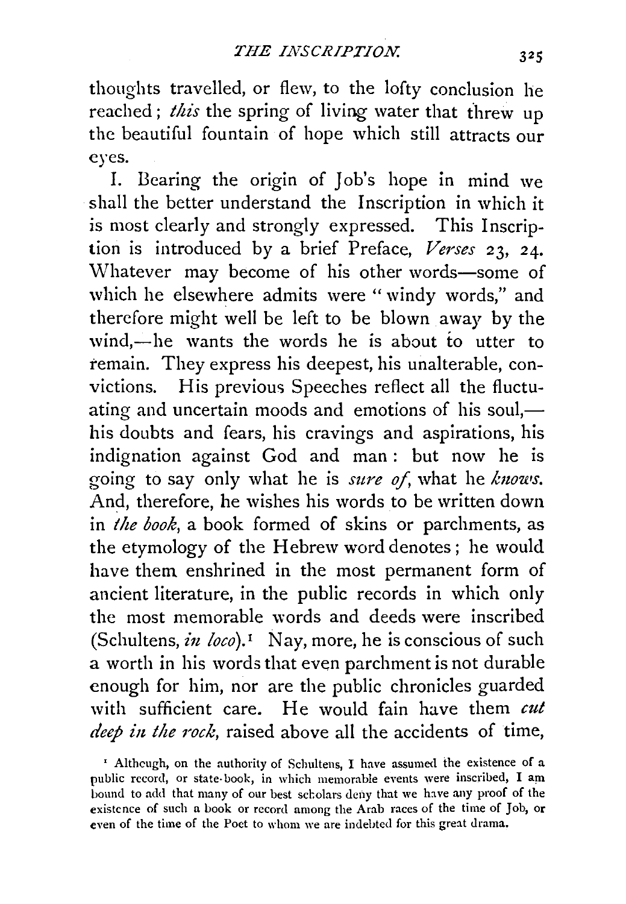thoughts travelled, or flew, to the lofty conclusion he reached; *this* the spring of living water that threw up the beautiful fountain of hope which still attracts our eyes.

I. Bearing the origin of Job's hope in mind we shall the better understand the Inscription in which it is most clearly and strongly expressed. This Inscription is introduced by a brief Preface, *Verses* 23, 24. Whatever may become of his other words—some of which he elsewhere admits were "windy words," and therefore might well be left to be blown away by the wind,—he wants the words he is about to utter to remain. They express his deepest, his unalterable, convictions. His previous Speeches reflect all the fluctuating and uncertain moods and emotions of his soul,—his doubts and fears, his cravings and aspirations, his indignation against God and man: but now he is going to say only what he is *sure of*, what he *knows*. And, therefore, he wishes his words to be written down in *the book*, a book formed of skins or parchments, as the etymology of the Hebrew word denotes; he would have them enshrined in the most permanent form of ancient literature, in the public records in which only the most memorable words and deeds were inscribed (Schultens, *in loco*).[1] Nay, more, he is conscious of such a worth in his words that even parchment is not durable enough for him, nor are the public chronicles guarded with sufficient care. He would fain have them *cut deep in the rock*, raised above all the accidents of time,

[1] Although, on the authority of Schultens, I have assumed the existence of a public record, or state-book, in which memorable events were inscribed, I am bound to add that many of our best scholars deny that we have any proof of the existence of such a book or record among the Arab races of the time of Job, or even of the time of the Poet to whom we are indebted for this great drama.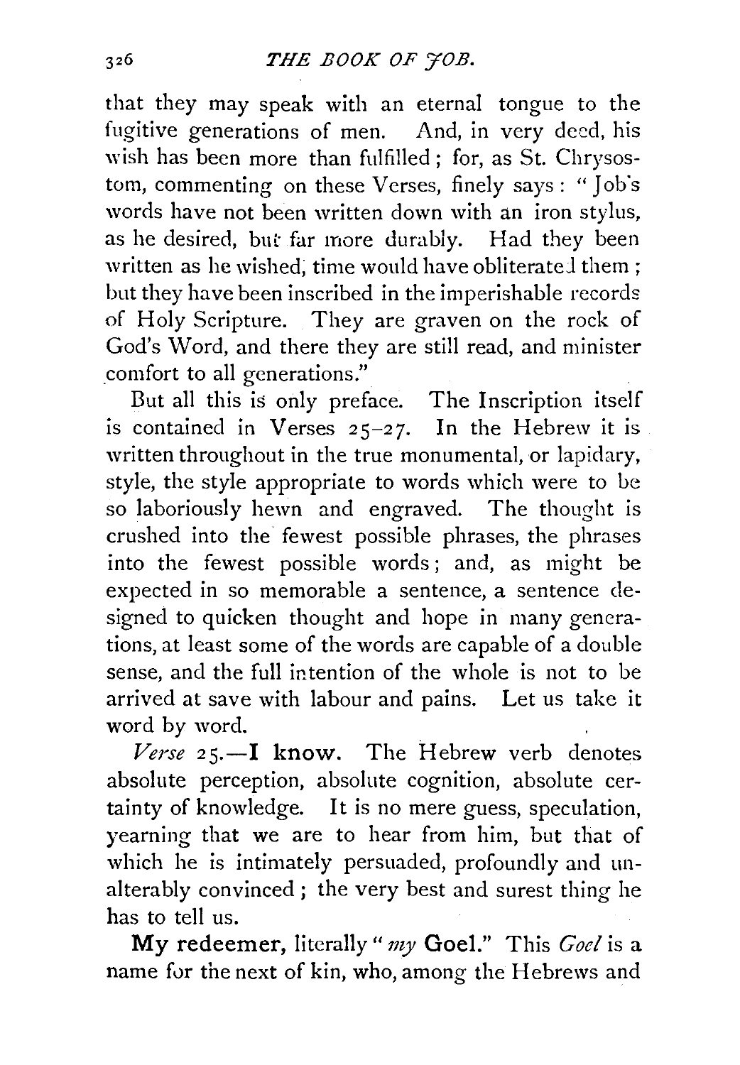that they may speak with an eternal tongue to the fugitive generations of men. And, in very deed, his wish has been more than fulfilled; for, as St. Chrysostom, commenting on these Verses, finely says: "Job's words have not been written down with an iron stylus, as he desired, but far more durably. Had they been written as he wished, time would have obliterated them; but they have been inscribed in the imperishable records of Holy Scripture. They are graven on the rock of God's Word, and there they are still read, and minister comfort to all generations."

But all this is only preface. The Inscription itself is contained in Verses 25–27. In the Hebrew it is written throughout in the true monumental, or lapidary, style, the style appropriate to words which were to be so laboriously hewn and engraved. The thought is crushed into the fewest possible phrases, the phrases into the fewest possible words; and, as might be expected in so memorable a sentence, a sentence designed to quicken thought and hope in many generations, at least some of the words are capable of a double sense, and the full intention of the whole is not to be arrived at save with labour and pains. Let us take it word by word.

*Verse* 25.—**I know.** The Hebrew verb denotes absolute perception, absolute cognition, absolute certainty of knowledge. It is no mere guess, speculation, yearning that we are to hear from him, but that of which he is intimately persuaded, profoundly and unalterably convinced; the very best and surest thing he has to tell us.

**My redeemer,** literally "*my* Goel." This *Goel* is a name for the next of kin, who, among the Hebrews and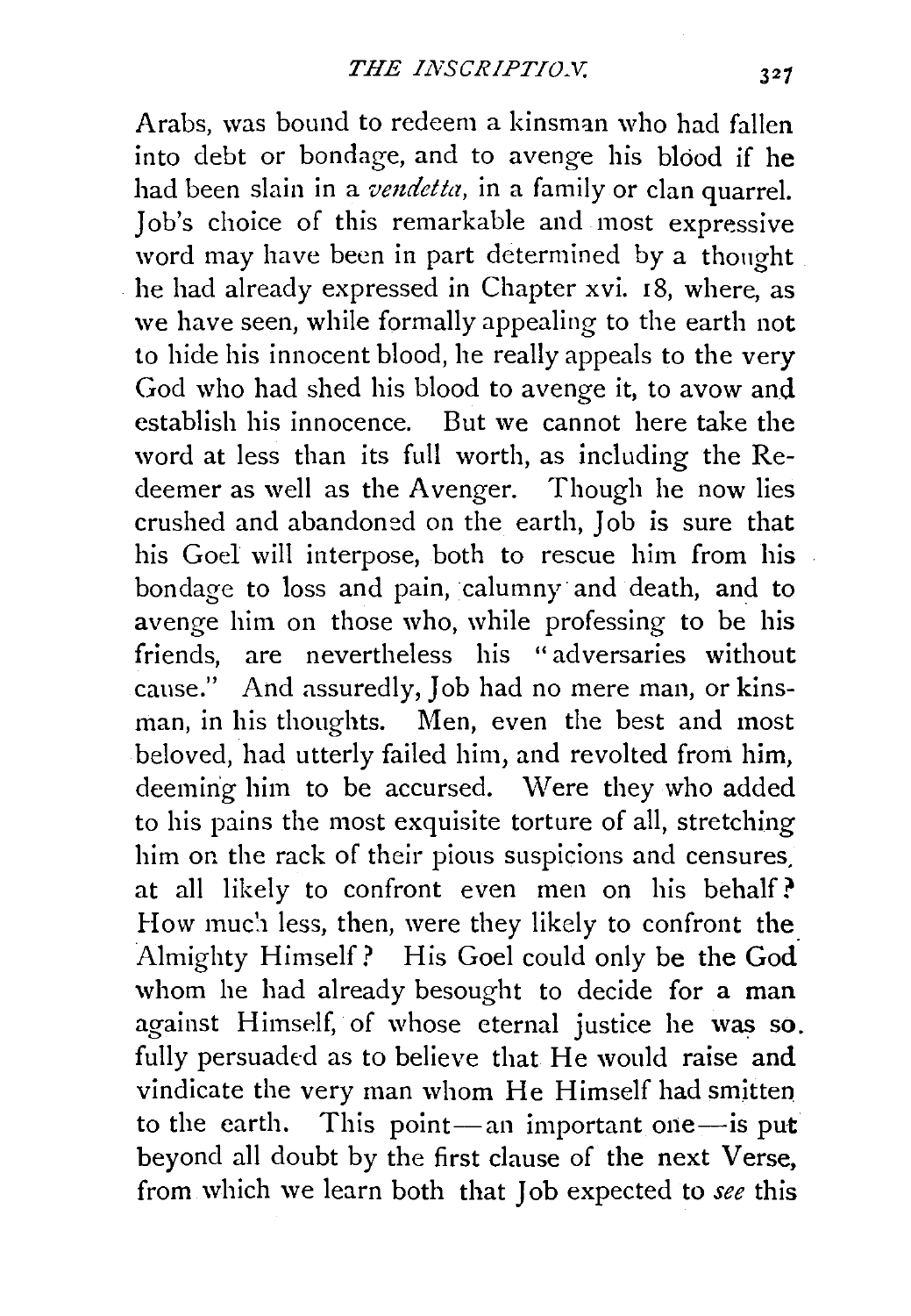Arabs, was bound to redeem a kinsman who had fallen into debt or bondage, and to avenge his blood if he had been slain in a *vendetta*, in a family or clan quarrel. Job's choice of this remarkable and most expressive word may have been in part determined by a thought he had already expressed in Chapter xvi. 18, where, as we have seen, while formally appealing to the earth not to hide his innocent blood, he really appeals to the very God who had shed his blood to avenge it, to avow and establish his innocence. But we cannot here take the word at less than its full worth, as including the Redeemer as well as the Avenger. Though he now lies crushed and abandoned on the earth, Job is sure that his Goel will interpose, both to rescue him from his bondage to loss and pain, calumny and death, and to avenge him on those who, while professing to be his friends, are nevertheless his "adversaries without cause." And assuredly, Job had no mere man, or kinsman, in his thoughts. Men, even the best and most beloved, had utterly failed him, and revolted from him, deeming him to be accursed. Were they who added to his pains the most exquisite torture of all, stretching him on the rack of their pious suspicions and censures, at all likely to confront even men on his behalf? How much less, then, were they likely to confront the Almighty Himself? His Goel could only be the God whom he had already besought to decide for a man against Himself, of whose eternal justice he was so fully persuaded as to believe that He would raise and vindicate the very man whom He Himself had smitten to the earth. This point—an important one—is put beyond all doubt by the first clause of the next Verse, from which we learn both that Job expected to *see* this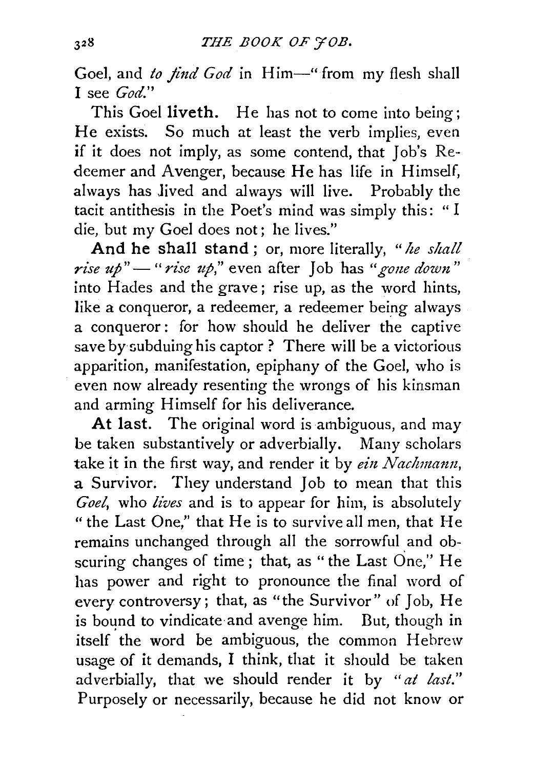Goel, and *to find God* in Him—"from my flesh shall I see *God*."

This Goel **liveth.** He has not to come into being; He exists. So much at least the verb implies, even if it does not imply, as some contend, that Job's Redeemer and Avenger, because He has life in Himself, always has lived and always will live. Probably the tacit antithesis in the Poet's mind was simply this: "I die, but my Goel does not; he lives."

**And he shall stand**; or, more literally, "*he shall rise up*"—"*rise up*," even after Job has "*gone down*" into Hades and the grave; rise up, as the word hints, like a conqueror, a redeemer, a redeemer being always a conqueror: for how should he deliver the captive save by subduing his captor? There will be a victorious apparition, manifestation, epiphany of the Goel, who is even now already resenting the wrongs of his kinsman and arming Himself for his deliverance.

**At last.** The original word is ambiguous, and may be taken substantively or adverbially. Many scholars take it in the first way, and render it by *ein Nachmann*, a Survivor. They understand Job to mean that this *Goel*, who *lives* and is to appear for him, is absolutely "the Last One," that He is to survive all men, that He remains unchanged through all the sorrowful and obscuring changes of time; that, as "the Last One," He has power and right to pronounce the final word of every controversy; that, as "the Survivor" of Job, He is bound to vindicate and avenge him. But, though in itself the word be ambiguous, the common Hebrew usage of it demands, I think, that it should be taken adverbially, that we should render it by "*at last*." Purposely or necessarily, because he did not know or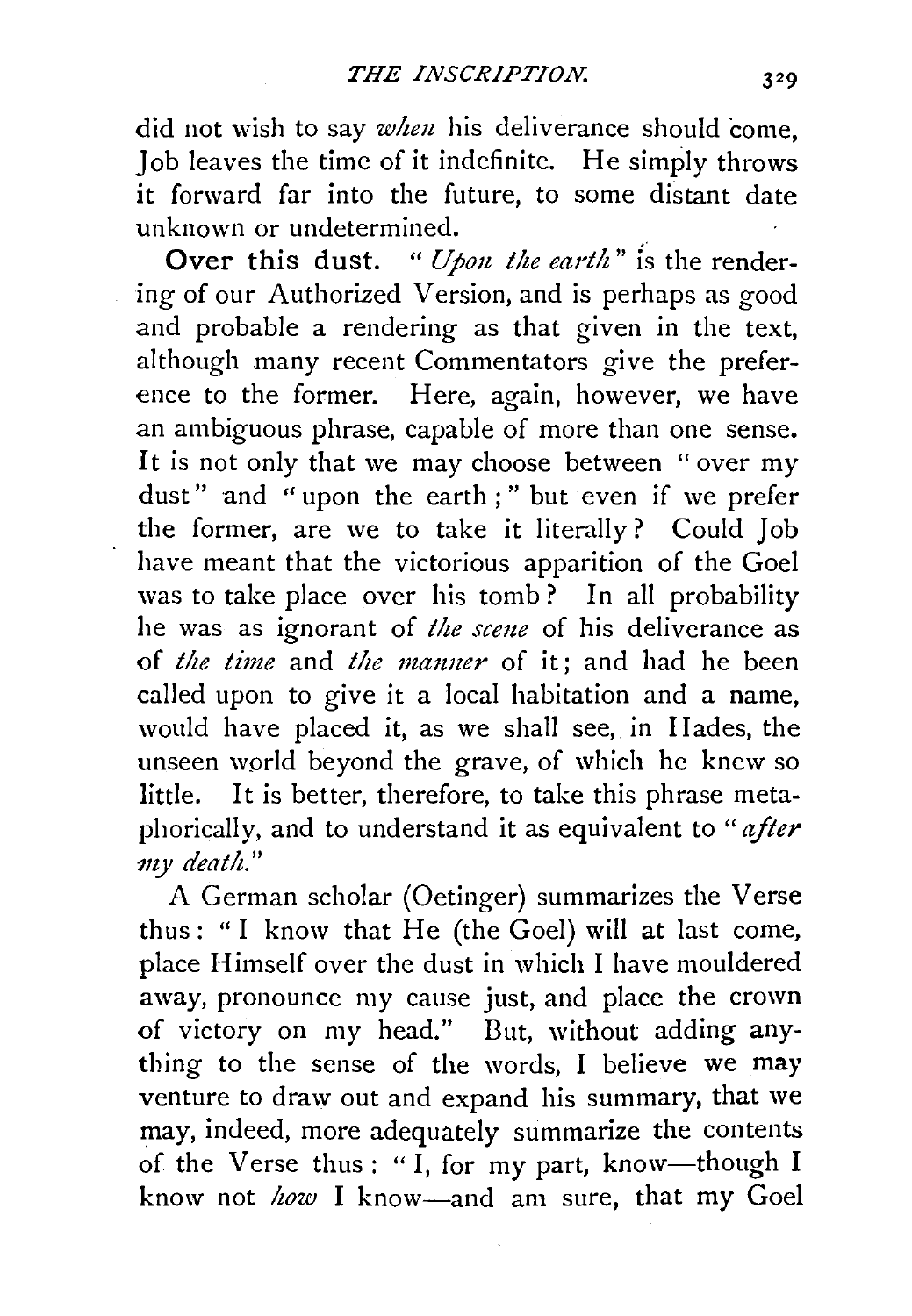did not wish to say *when* his deliverance should come, Job leaves the time of it indefinite. He simply throws it forward far into the future, to some distant date unknown or undetermined.

**Over this dust.** "*Upon the earth*" is the rendering of our Authorized Version, and is perhaps as good and probable a rendering as that given in the text, although many recent Commentators give the preference to the former. Here, again, however, we have an ambiguous phrase, capable of more than one sense. It is not only that we may choose between "over my dust" and "upon the earth;" but even if we prefer the former, are we to take it literally? Could Job have meant that the victorious apparition of the Goel was to take place over his tomb? In all probability he was as ignorant of *the scene* of his deliverance as of *the time* and *the manner* of it; and had he been called upon to give it a local habitation and a name, would have placed it, as we shall see, in Hades, the unseen world beyond the grave, of which he knew so little. It is better, therefore, to take this phrase metaphorically, and to understand it as equivalent to "*after my death.*"

A German scholar (Oetinger) summarizes the Verse thus: "I know that He (the Goel) will at last come, place Himself over the dust in which I have mouldered away, pronounce my cause just, and place the crown of victory on my head." But, without adding anything to the sense of the words, I believe we may venture to draw out and expand his summary, that we may, indeed, more adequately summarize the contents of the Verse thus: "I, for my part, know—though I know not *how* I know—and am sure, that my Goel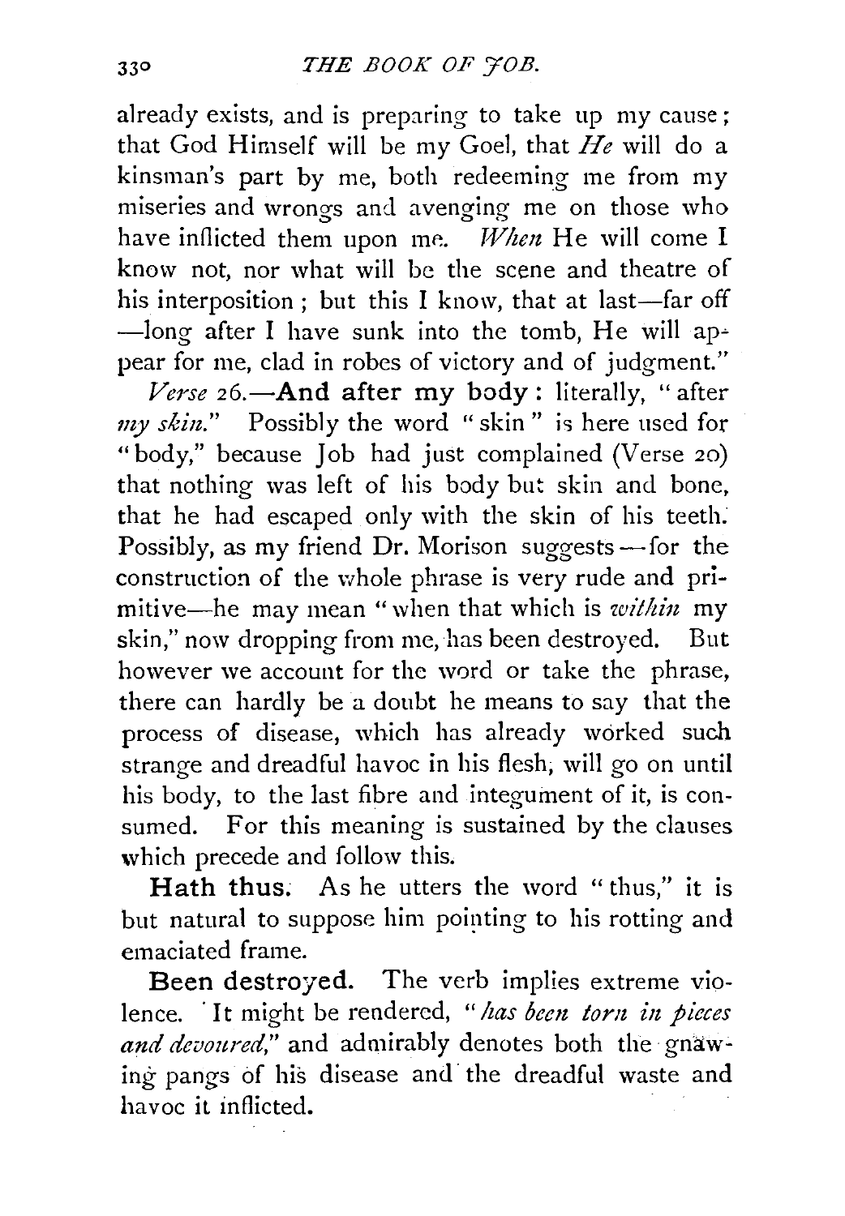already exists, and is preparing to take up my cause; that God Himself will be my Goel, that *He* will do a kinsman's part by me, both redeeming me from my miseries and wrongs and avenging me on those who have inflicted them upon me. *When* He will come I know not, nor what will be the scene and theatre of his interposition; but this I know, that at last—far off—long after I have sunk into the tomb, He will appear for me, clad in robes of victory and of judgment."

*Verse* 26.—**And after my body**: literally, "after *my skin*." Possibly the word "skin" is here used for "body," because Job had just complained (Verse 20) that nothing was left of his body but skin and bone, that he had escaped only with the skin of his teeth. Possibly, as my friend Dr. Morison suggests—for the construction of the whole phrase is very rude and primitive—he may mean "when that which is *within* my skin," now dropping from me, has been destroyed. But however we account for the word or take the phrase, there can hardly be a doubt he means to say that the process of disease, which has already worked such strange and dreadful havoc in his flesh, will go on until his body, to the last fibre and integument of it, is consumed. For this meaning is sustained by the clauses which precede and follow this.

**Hath thus.** As he utters the word "thus," it is but natural to suppose him pointing to his rotting and emaciated frame.

**Been destroyed.** The verb implies extreme violence. It might be rendered, "*has been torn in pieces and devoured*," and admirably denotes both the gnawing pangs of his disease and the dreadful waste and havoc it inflicted.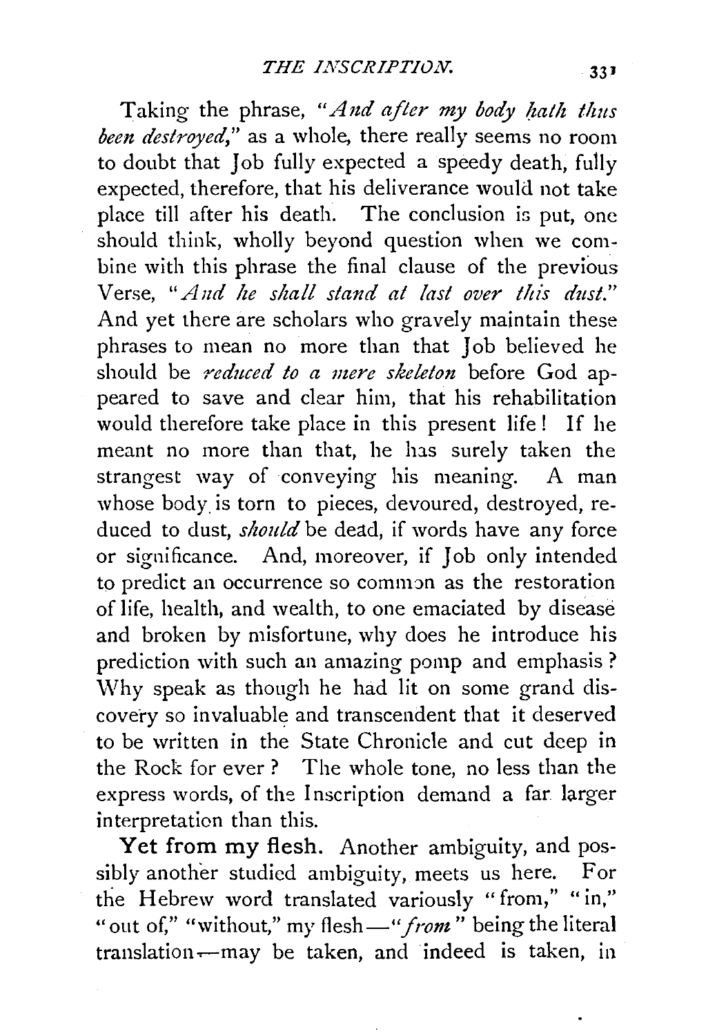Taking the phrase, "*And after my body hath thus been destroyed*," as a whole, there really seems no room to doubt that Job fully expected a speedy death, fully expected, therefore, that his deliverance would not take place till after his death. The conclusion is put, one should think, wholly beyond question when we combine with this phrase the final clause of the previous Verse, "*And he shall stand at last over this dust.*" And yet there are scholars who gravely maintain these phrases to mean no more than that Job believed he should be *reduced to a mere skeleton* before God appeared to save and clear him, that his rehabilitation would therefore take place in this present life! If he meant no more than that, he has surely taken the strangest way of conveying his meaning. A man whose body is torn to pieces, devoured, destroyed, reduced to dust, *should* be dead, if words have any force or significance. And, moreover, if Job only intended to predict an occurrence so common as the restoration of life, health, and wealth, to one emaciated by disease and broken by misfortune, why does he introduce his prediction with such an amazing pomp and emphasis? Why speak as though he had lit on some grand discovery so invaluable and transcendent that it deserved to be written in the State Chronicle and cut deep in the Rock for ever? The whole tone, no less than the express words, of the Inscription demand a far larger interpretation than this.

**Yet from my flesh.** Another ambiguity, and possibly another studied ambiguity, meets us here. For the Hebrew word translated variously "from," "in," "out of," "without," my flesh—"*from*" being the literal translation—may be taken, and indeed is taken, in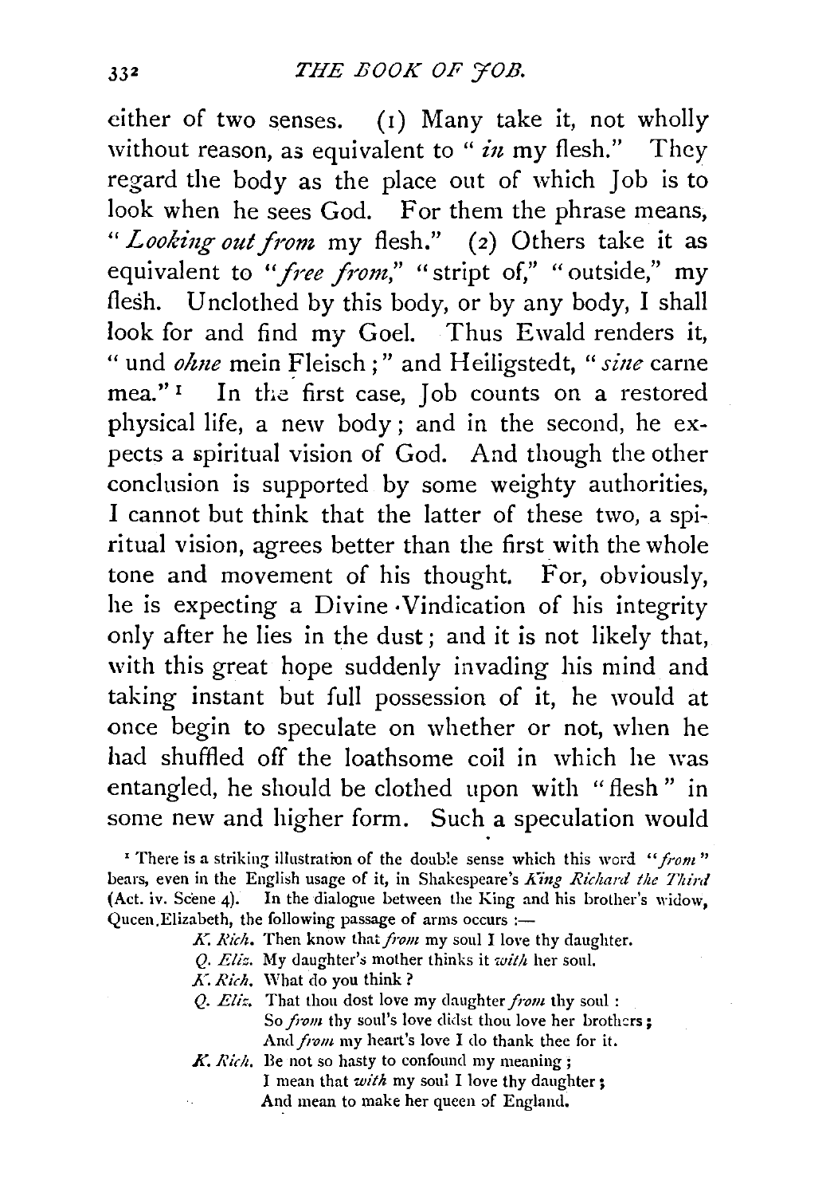either of two senses. (1) Many take it, not wholly without reason, as equivalent to "*in* my flesh." They regard the body as the place out of which Job is to look when he sees God. For them the phrase means, "*Looking out from* my flesh." (2) Others take it as equivalent to "*free from*," "stript of," "outside," my flesh. Unclothed by this body, or by any body, I shall look for and find my Goel. Thus Ewald renders it, "und *ohne* mein Fleisch;" and Heiligstedt, "*sine* carne mea."[1] In the first case, Job counts on a restored physical life, a new body; and in the second, he expects a spiritual vision of God. And though the other conclusion is supported by some weighty authorities, I cannot but think that the latter of these two, a spiritual vision, agrees better than the first with the whole tone and movement of his thought. For, obviously, he is expecting a Divine Vindication of his integrity only after he lies in the dust; and it is not likely that, with this great hope suddenly invading his mind and taking instant but full possession of it, he would at once begin to speculate on whether or not, when he had shuffled off the loathsome coil in which he was entangled, he should be clothed upon with "flesh" in some new and higher form. Such a speculation would

[1] There is a striking illustration of the double sense which this word "*from*" bears, even in the English usage of it, in Shakespeare's *King Richard the Third* (Act. iv. Scene 4). In the dialogue between the King and his brother's widow, Queen Elizabeth, the following passage of arms occurs:—

> *K. Rich.* Then know that *from* my soul I love thy daughter.
> *Q. Eliz.* My daughter's mother thinks it *with* her soul.
> *K. Rich.* What do you think?
> *Q. Eliz.* That thou dost love my daughter *from* thy soul:
> So *from* thy soul's love didst thou love her brothers;
> And *from* my heart's love I do thank thee for it.
> *K. Rich.* Be not so hasty to confound my meaning;
> I mean that *with* my soul I love thy daughter;
> And mean to make her queen of England.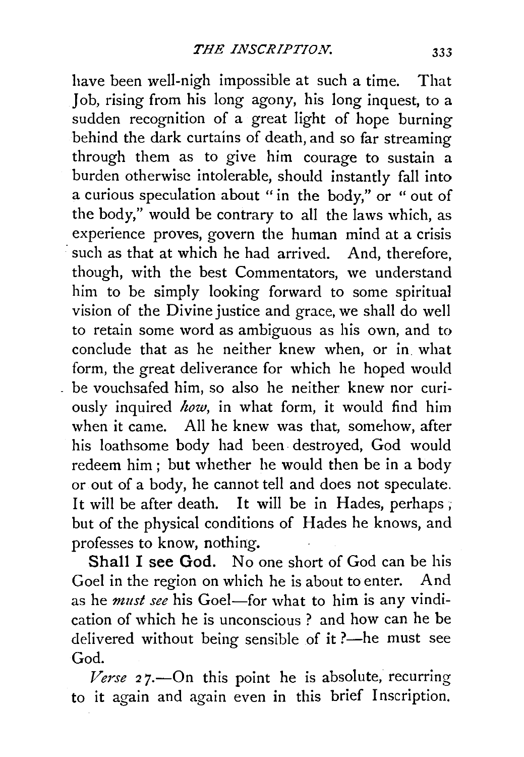have been well-nigh impossible at such a time. That Job, rising from his long agony, his long inquest, to a sudden recognition of a great light of hope burning behind the dark curtains of death, and so far streaming through them as to give him courage to sustain a burden otherwise intolerable, should instantly fall into a curious speculation about "in the body," or "out of the body," would be contrary to all the laws which, as experience proves, govern the human mind at a crisis such as that at which he had arrived. And, therefore, though, with the best Commentators, we understand him to be simply looking forward to some spiritual vision of the Divine justice and grace, we shall do well to retain some word as ambiguous as his own, and to conclude that as he neither knew when, or in what form, the great deliverance for which he hoped would be vouchsafed him, so also he neither knew nor curiously inquired *how*, in what form, it would find him when it came. All he knew was that, somehow, after his loathsome body had been destroyed, God would redeem him; but whether he would then be in a body or out of a body, he cannot tell and does not speculate. It will be after death. It will be in Hades, perhaps; but of the physical conditions of Hades he knows, and professes to know, nothing.

**Shall I see God.** No one short of God can be his Goel in the region on which he is about to enter. And as he *must see* his Goel—for what to him is any vindication of which he is unconscious? and how can he be delivered without being sensible of it?—he must see God.

*Verse* 27.—On this point he is absolute, recurring to it again and again even in this brief Inscription.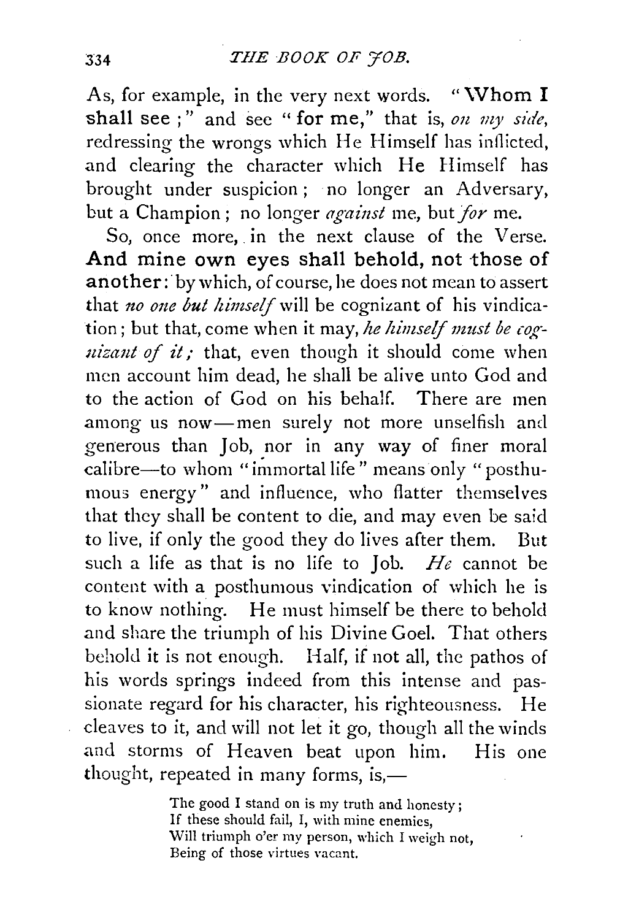As, for example, in the very next words. "**Whom I shall see**;" and see "**for me**," that is, *on my side*, redressing the wrongs which He Himself has inflicted, and clearing the character which He Himself has brought under suspicion; no longer an Adversary, but a Champion; no longer *against* me, but *for* me.

So, once more, in the next clause of the Verse. **And mine own eyes shall behold, not those of another**: by which, of course, he does not mean to assert that *no one but himself* will be cognizant of his vindication; but that, come when it may, *he himself must be cognizant of it;* that, even though it should come when men account him dead, he shall be alive unto God and to the action of God on his behalf. There are men among us now—men surely not more unselfish and generous than Job, nor in any way of finer moral calibre—to whom "immortal life" means only "posthumous energy" and influence, who flatter themselves that they shall be content to die, and may even be said to live, if only the good they do lives after them. But such a life as that is no life to Job. *He* cannot be content with a posthumous vindication of which he is to know nothing. He must himself be there to behold and share the triumph of his Divine Goel. That others behold it is not enough. Half, if not all, the pathos of his words springs indeed from this intense and passionate regard for his character, his righteousness. He cleaves to it, and will not let it go, though all the winds and storms of Heaven beat upon him. His one thought, repeated in many forms, is,—

> The good I stand on is my truth and honesty;
> If these should fail, I, with mine enemies,
> Will triumph o'er my person, which I weigh not,
> Being of those virtues vacant.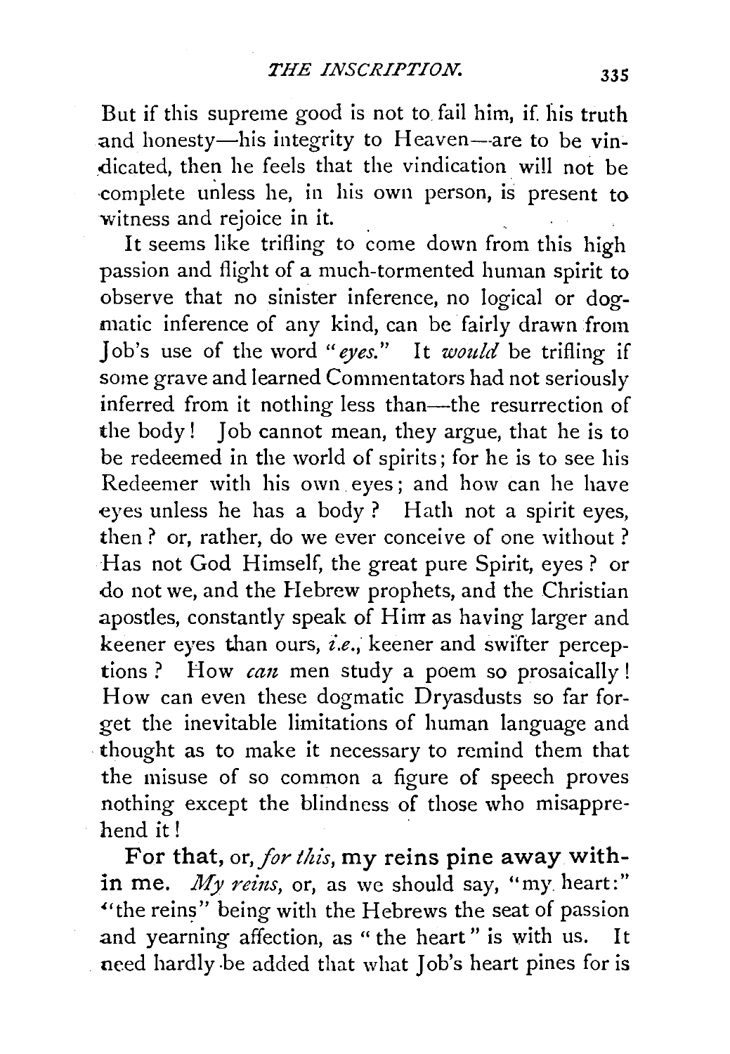But if this supreme good is not to fail him, if his truth and honesty—his integrity to Heaven—are to be vindicated, then he feels that the vindication will not be complete unless he, in his own person, is present to witness and rejoice in it.

It seems like trifling to come down from this high passion and flight of a much-tormented human spirit to observe that no sinister inference, no logical or dogmatic inference of any kind, can be fairly drawn from Job's use of the word "*eyes*." It *would* be trifling if some grave and learned Commentators had not seriously inferred from it nothing less than—the resurrection of the body! Job cannot mean, they argue, that he is to be redeemed in the world of spirits; for he is to see his Redeemer with his own eyes; and how can he have eyes unless he has a body? Hath not a spirit eyes, then? or, rather, do we ever conceive of one without? Has not God Himself, the great pure Spirit, eyes? or do not we, and the Hebrew prophets, and the Christian apostles, constantly speak of Him as having larger and keener eyes than ours, *i.e.*, keener and swifter perceptions? How *can* men study a poem so prosaically! How can even these dogmatic Dryasdusts so far forget the inevitable limitations of human language and thought as to make it necessary to remind them that the misuse of so common a figure of speech proves nothing except the blindness of those who misapprehend it!

**For that,** or, *for this*, **my reins pine away within me.** *My reins*, or, as we should say, "my heart:" "the reins" being with the Hebrews the seat of passion and yearning affection, as "the heart" is with us. It need hardly be added that what Job's heart pines for is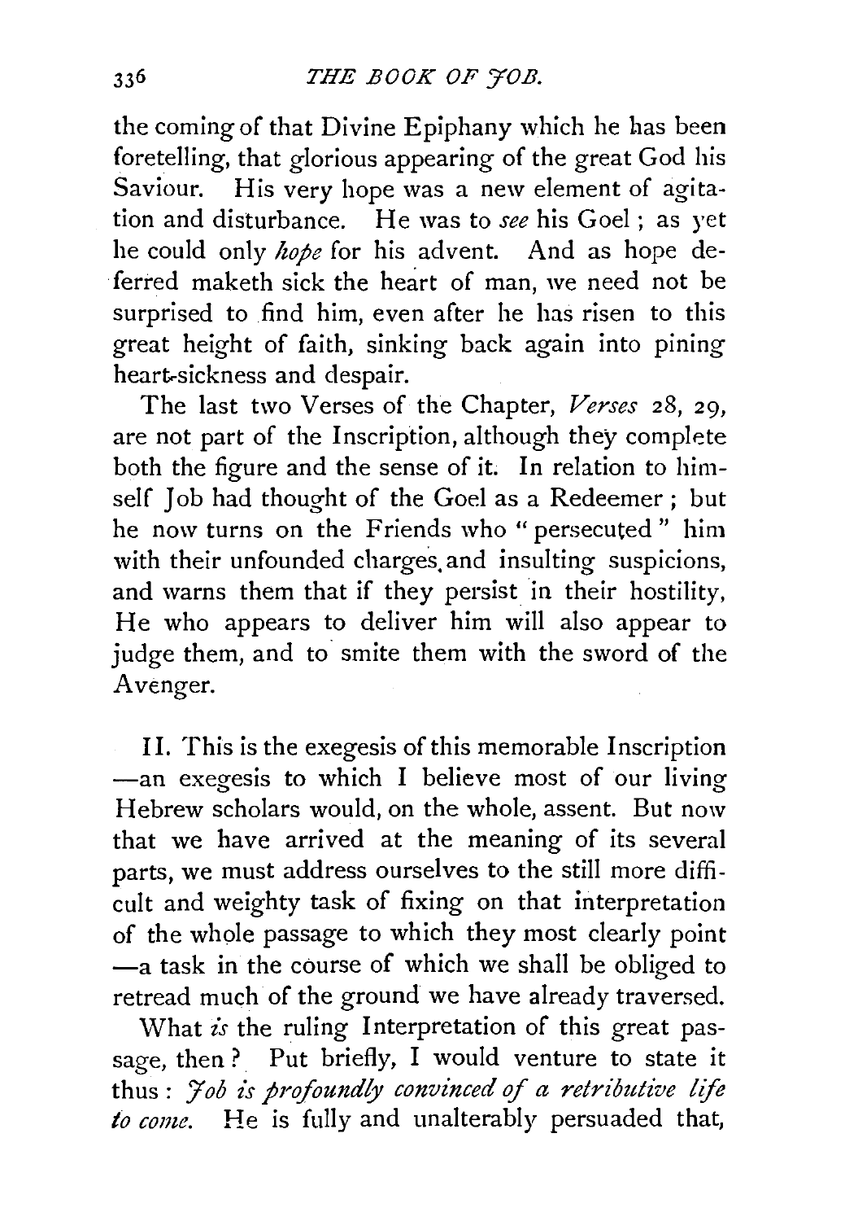the coming of that Divine Epiphany which he has been foretelling, that glorious appearing of the great God his Saviour. His very hope was a new element of agitation and disturbance. He was to *see* his Goel; as yet he could only *hope* for his advent. And as hope deferred maketh sick the heart of man, we need not be surprised to find him, even after he has risen to this great height of faith, sinking back again into pining heart-sickness and despair.

The last two Verses of the Chapter, *Verses* 28, 29, are not part of the Inscription, although they complete both the figure and the sense of it. In relation to himself Job had thought of the Goel as a Redeemer; but he now turns on the Friends who "persecuted" him with their unfounded charges and insulting suspicions, and warns them that if they persist in their hostility, He who appears to deliver him will also appear to judge them, and to smite them with the sword of the Avenger.

II. This is the exegesis of this memorable Inscription —an exegesis to which I believe most of our living Hebrew scholars would, on the whole, assent. But now that we have arrived at the meaning of its several parts, we must address ourselves to the still more difficult and weighty task of fixing on that interpretation of the whole passage to which they most clearly point —a task in the course of which we shall be obliged to retread much of the ground we have already traversed.

What *is* the ruling Interpretation of this great passage, then? Put briefly, I would venture to state it thus: *Job is profoundly convinced of a retributive life to come.* He is fully and unalterably persuaded that,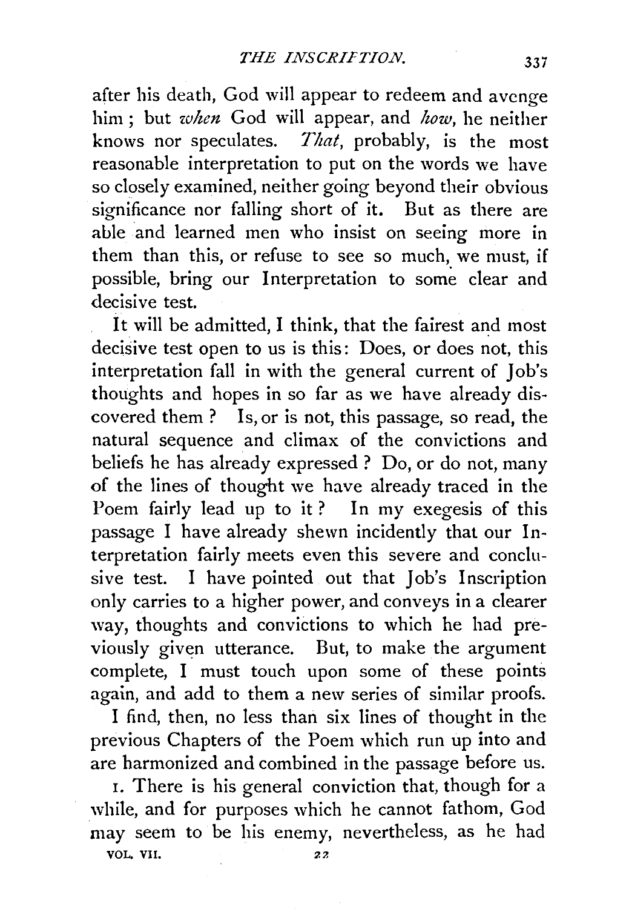after his death, God will appear to redeem and avenge him; but *when* God will appear, and *how*, he neither knows nor speculates. *That*, probably, is the most reasonable interpretation to put on the words we have so closely examined, neither going beyond their obvious significance nor falling short of it. But as there are able and learned men who insist on seeing more in them than this, or refuse to see so much, we must, if possible, bring our Interpretation to some clear and decisive test.

It will be admitted, I think, that the fairest and most decisive test open to us is this: Does, or does not, this interpretation fall in with the general current of Job's thoughts and hopes in so far as we have already discovered them? Is, or is not, this passage, so read, the natural sequence and climax of the convictions and beliefs he has already expressed? Do, or do not, many of the lines of thought we have already traced in the Poem fairly lead up to it? In my exegesis of this passage I have already shewn incidently that our Interpretation fairly meets even this severe and conclusive test. I have pointed out that Job's Inscription only carries to a higher power, and conveys in a clearer way, thoughts and convictions to which he had previously given utterance. But, to make the argument complete, I must touch upon some of these points again, and add to them a new series of similar proofs.

I find, then, no less than six lines of thought in the previous Chapters of the Poem which run up into and are harmonized and combined in the passage before us.

1. There is his general conviction that, though for a while, and for purposes which he cannot fathom, God may seem to be his enemy, nevertheless, as he had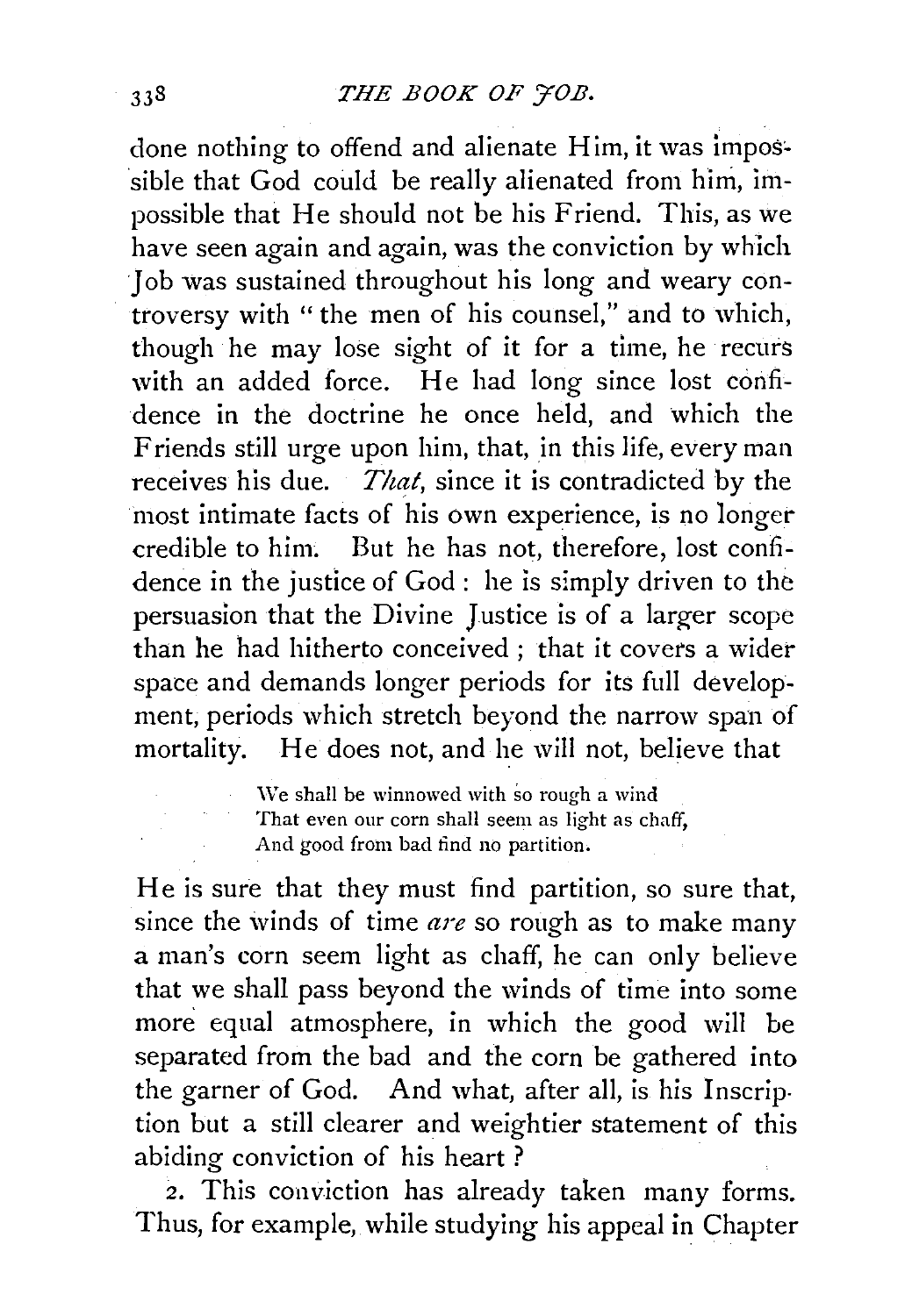done nothing to offend and alienate Him, it was impossible that God could be really alienated from him, impossible that He should not be his Friend. This, as we have seen again and again, was the conviction by which Job was sustained throughout his long and weary controversy with "the men of his counsel," and to which, though he may lose sight of it for a time, he recurs with an added force. He had long since lost confidence in the doctrine he once held, and which the Friends still urge upon him, that, in this life, every man receives his due. *That*, since it is contradicted by the most intimate facts of his own experience, is no longer credible to him. But he has not, therefore, lost confidence in the justice of God: he is simply driven to the persuasion that the Divine Justice is of a larger scope than he had hitherto conceived; that it covers a wider space and demands longer periods for its full development, periods which stretch beyond the narrow span of mortality. He does not, and he will not, believe that

> We shall be winnowed with so rough a wind
> That even our corn shall seem as light as chaff,
> And good from bad find no partition.

He is sure that they must find partition, so sure that, since the winds of time *are* so rough as to make many a man's corn seem light as chaff, he can only believe that we shall pass beyond the winds of time into some more equal atmosphere, in which the good will be separated from the bad and the corn be gathered into the garner of God. And what, after all, is his Inscription but a still clearer and weightier statement of this abiding conviction of his heart?

2. This conviction has already taken many forms. Thus, for example, while studying his appeal in Chapter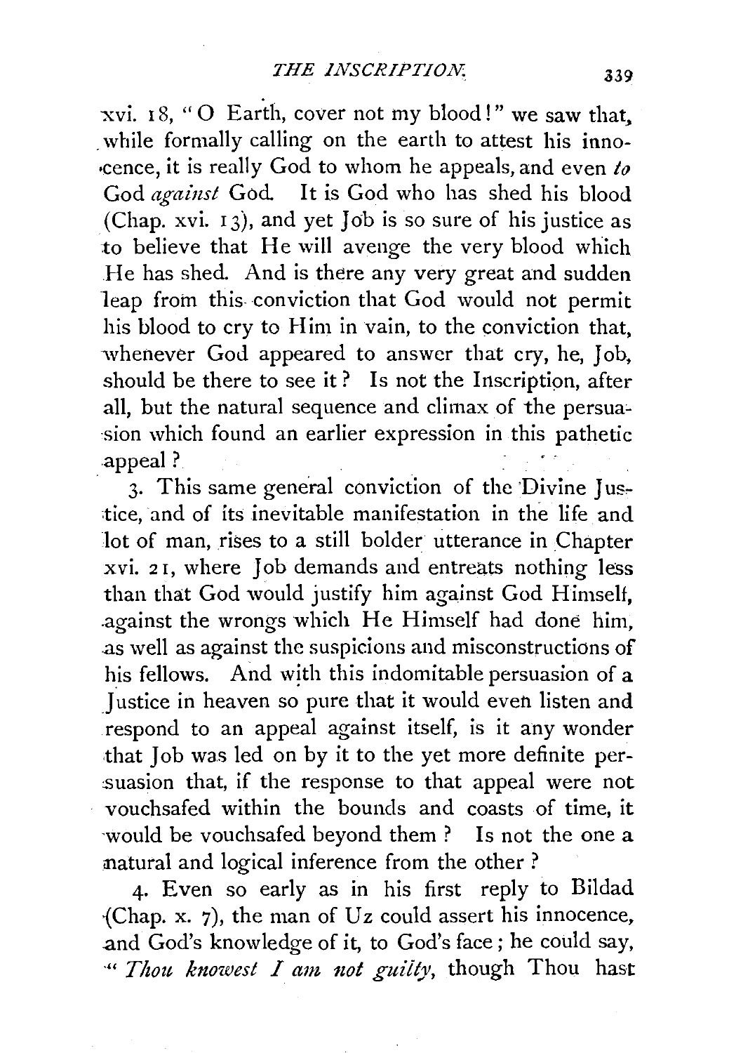xvi. 18, "O Earth, cover not my blood!" we saw that, while formally calling on the earth to attest his innocence, it is really God to whom he appeals, and even *to* God *against* God. It is God who has shed his blood (Chap. xvi. 13), and yet Job is so sure of his justice as to believe that He will avenge the very blood which He has shed. And is there any very great and sudden leap from this conviction that God would not permit his blood to cry to Him in vain, to the conviction that, whenever God appeared to answer that cry, he, Job, should be there to see it? Is not the Inscription, after all, but the natural sequence and climax of the persuasion which found an earlier expression in this pathetic appeal?

3. This same general conviction of the Divine Justice, and of its inevitable manifestation in the life and lot of man, rises to a still bolder utterance in Chapter xvi. 21, where Job demands and entreats nothing less than that God would justify him against God Himself, against the wrongs which He Himself had done him, as well as against the suspicions and misconstructions of his fellows. And with this indomitable persuasion of a Justice in heaven so pure that it would even listen and respond to an appeal against itself, is it any wonder that Job was led on by it to the yet more definite persuasion that, if the response to that appeal were not vouchsafed within the bounds and coasts of time, it would be vouchsafed beyond them? Is not the one a natural and logical inference from the other?

4. Even so early as in his first reply to Bildad (Chap. x. 7), the man of Uz could assert his innocence, and God's knowledge of it, to God's face; he could say, "*Thou knowest I am not guilty*, though Thou hast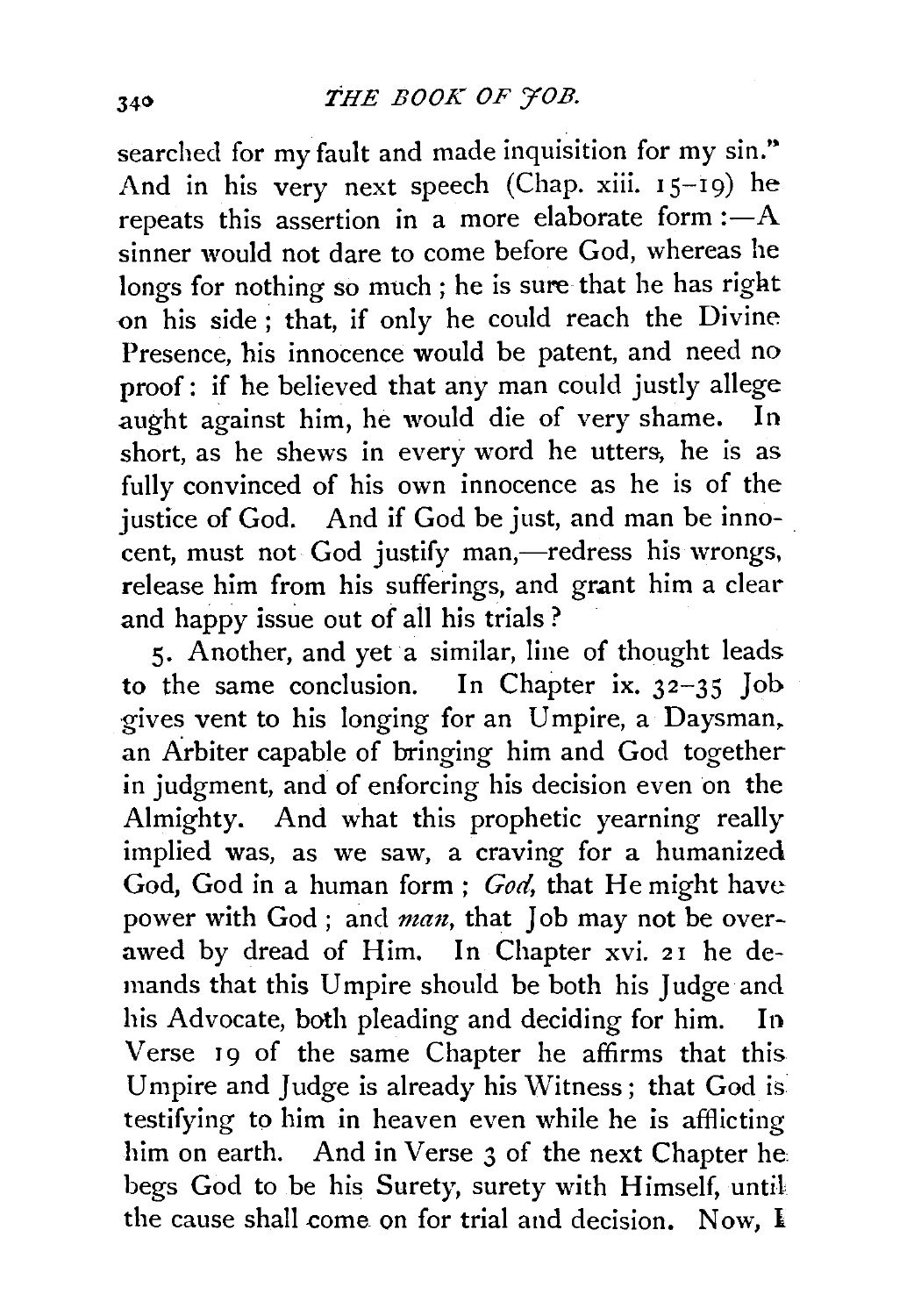searched for my fault and made inquisition for my sin." And in his very next speech (Chap. xiii. 15–19) he repeats this assertion in a more elaborate form :—A sinner would not dare to come before God, whereas he longs for nothing so much ; he is sure that he has right on his side ; that, if only he could reach the Divine Presence, his innocence would be patent, and need no proof : if he believed that any man could justly allege aught against him, he would die of very shame. In short, as he shews in every word he utters, he is as fully convinced of his own innocence as he is of the justice of God. And if God be just, and man be innocent, must not God justify man,—redress his wrongs, release him from his sufferings, and grant him a clear and happy issue out of all his trials ?

5. Another, and yet a similar, line of thought leads to the same conclusion. In Chapter ix. 32–35 Job gives vent to his longing for an Umpire, a Daysman, an Arbiter capable of bringing him and God together in judgment, and of enforcing his decision even on the Almighty. And what this prophetic yearning really implied was, as we saw, a craving for a humanized God, God in a human form ; *God*, that He might have power with God ; and *man*, that Job may not be overawed by dread of Him. In Chapter xvi. 21 he demands that this Umpire should be both his Judge and his Advocate, both pleading and deciding for him. In Verse 19 of the same Chapter he affirms that this Umpire and Judge is already his Witness ; that God is testifying to him in heaven even while he is afflicting him on earth. And in Verse 3 of the next Chapter he begs God to be his Surety, surety with Himself, until the cause shall come on for trial and decision. Now, I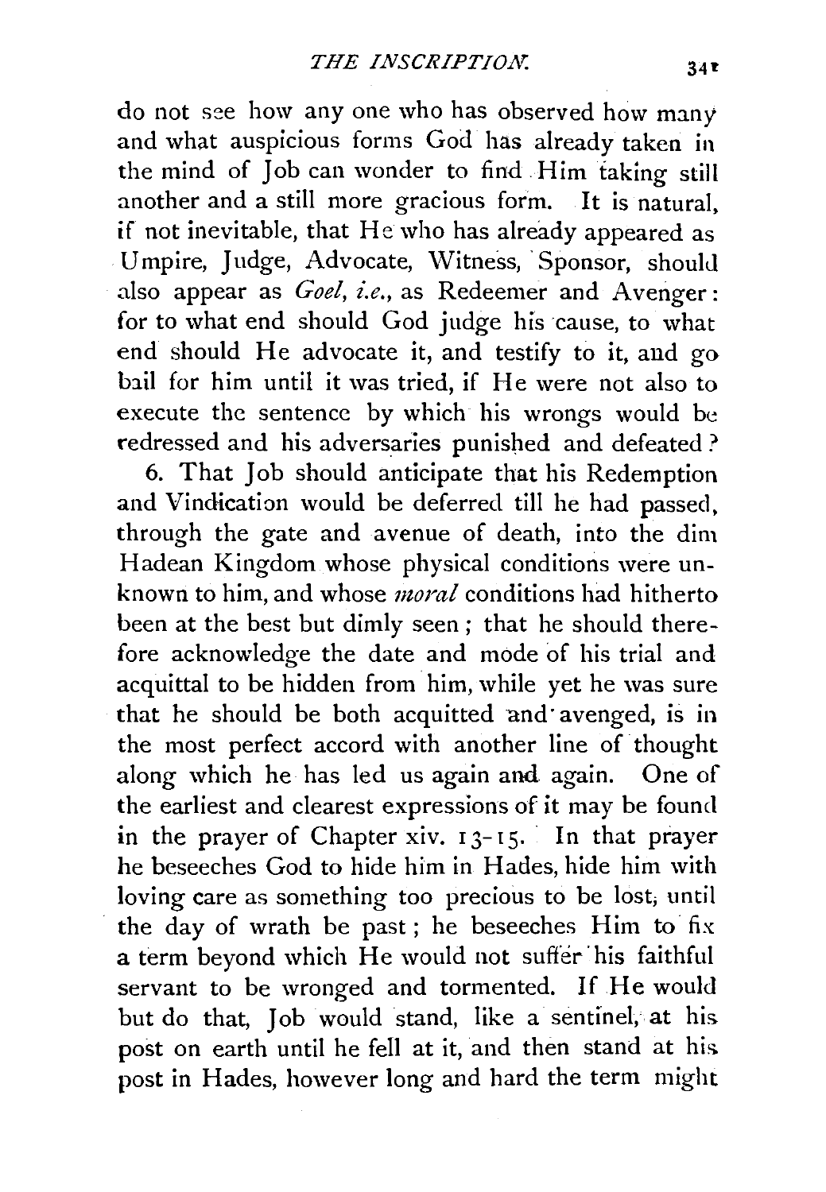do not see how any one who has observed how many and what auspicious forms God has already taken in the mind of Job can wonder to find Him taking still another and a still more gracious form. It is natural, if not inevitable, that He who has already appeared as Umpire, Judge, Advocate, Witness, Sponsor, should also appear as *Goel, i.e.*, as Redeemer and Avenger: for to what end should God judge his cause, to what end should He advocate it, and testify to it, and go bail for him until it was tried, if He were not also to execute the sentence by which his wrongs would be redressed and his adversaries punished and defeated?

6. That Job should anticipate that his Redemption and Vindication would be deferred till he had passed, through the gate and avenue of death, into the dim Hadean Kingdom whose physical conditions were unknown to him, and whose *moral* conditions had hitherto been at the best but dimly seen; that he should therefore acknowledge the date and mode of his trial and acquittal to be hidden from him, while yet he was sure that he should be both acquitted and avenged, is in the most perfect accord with another line of thought along which he has led us again and again. One of the earliest and clearest expressions of it may be found in the prayer of Chapter xiv. 13-15. In that prayer he beseeches God to hide him in Hades, hide him with loving care as something too precious to be lost, until the day of wrath be past; he beseeches Him to fix a term beyond which He would not suffer his faithful servant to be wronged and tormented. If He would but do that, Job would stand, like a sentinel, at his post on earth until he fell at it, and then stand at his post in Hades, however long and hard the term might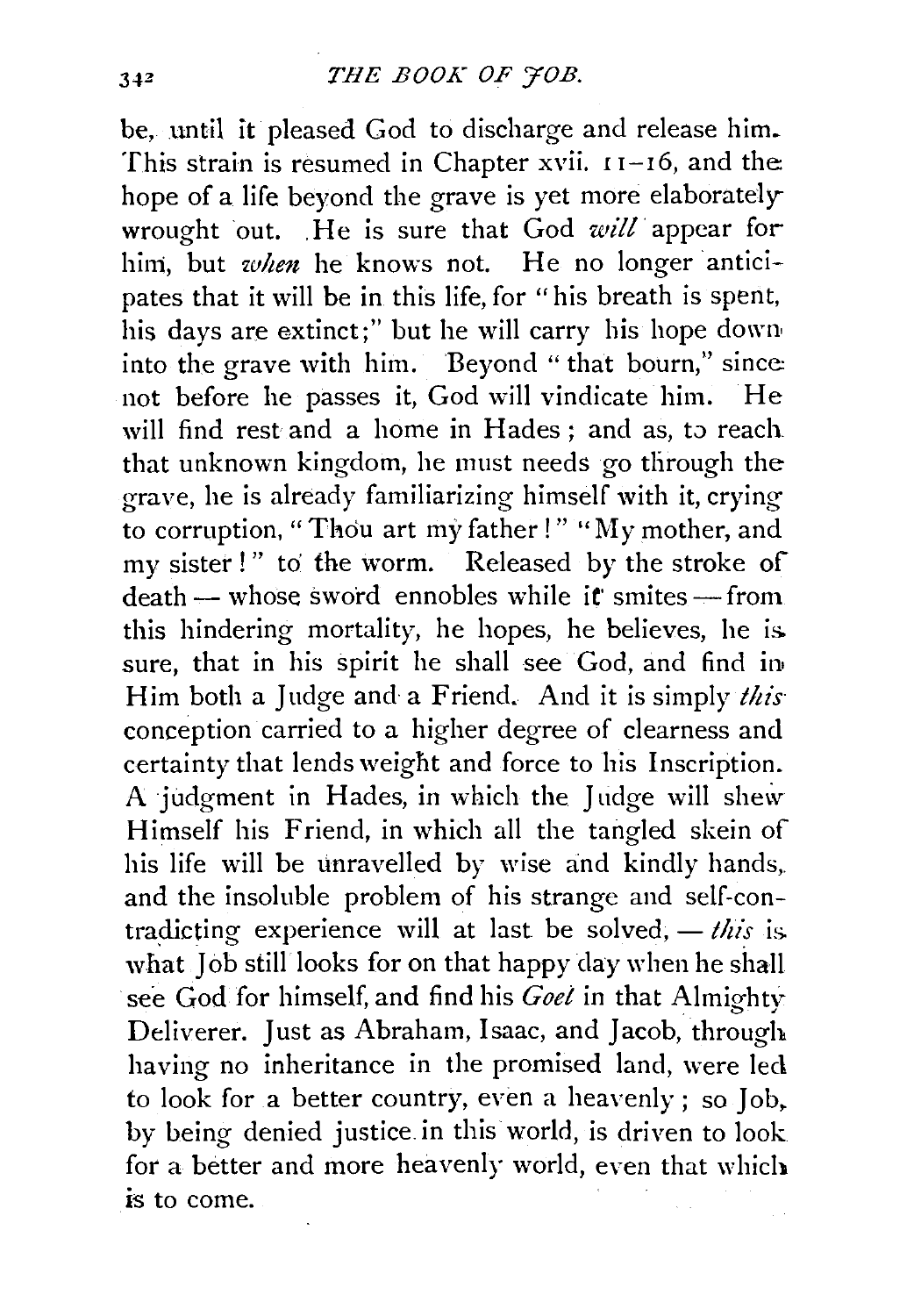be, until it pleased God to discharge and release him. This strain is resumed in Chapter xvii. 11–16, and the hope of a life beyond the grave is yet more elaborately wrought out. He is sure that God *will* appear for him, but *when* he knows not. He no longer anticipates that it will be in this life, for "his breath is spent, his days are extinct;" but he will carry his hope down into the grave with him. Beyond "that bourn," since not before he passes it, God will vindicate him. He will find rest and a home in Hades; and as, to reach that unknown kingdom, he must needs go through the grave, he is already familiarizing himself with it, crying to corruption, "Thou art my father!" "My mother, and my sister!" to the worm. Released by the stroke of death — whose sword ennobles while it smites — from this hindering mortality, he hopes, he believes, he is sure, that in his spirit he shall see God, and find in Him both a Judge and a Friend. And it is simply *this* conception carried to a higher degree of clearness and certainty that lends weight and force to his Inscription. A judgment in Hades, in which the Judge will shew Himself his Friend, in which all the tangled skein of his life will be unravelled by wise and kindly hands, and the insoluble problem of his strange and self-contradicting experience will at last be solved, — *this* is what Job still looks for on that happy day when he shall see God for himself, and find his *Goel* in that Almighty Deliverer. Just as Abraham, Isaac, and Jacob, through having no inheritance in the promised land, were led to look for a better country, even a heavenly; so Job, by being denied justice in this world, is driven to look for a better and more heavenly world, even that which is to come.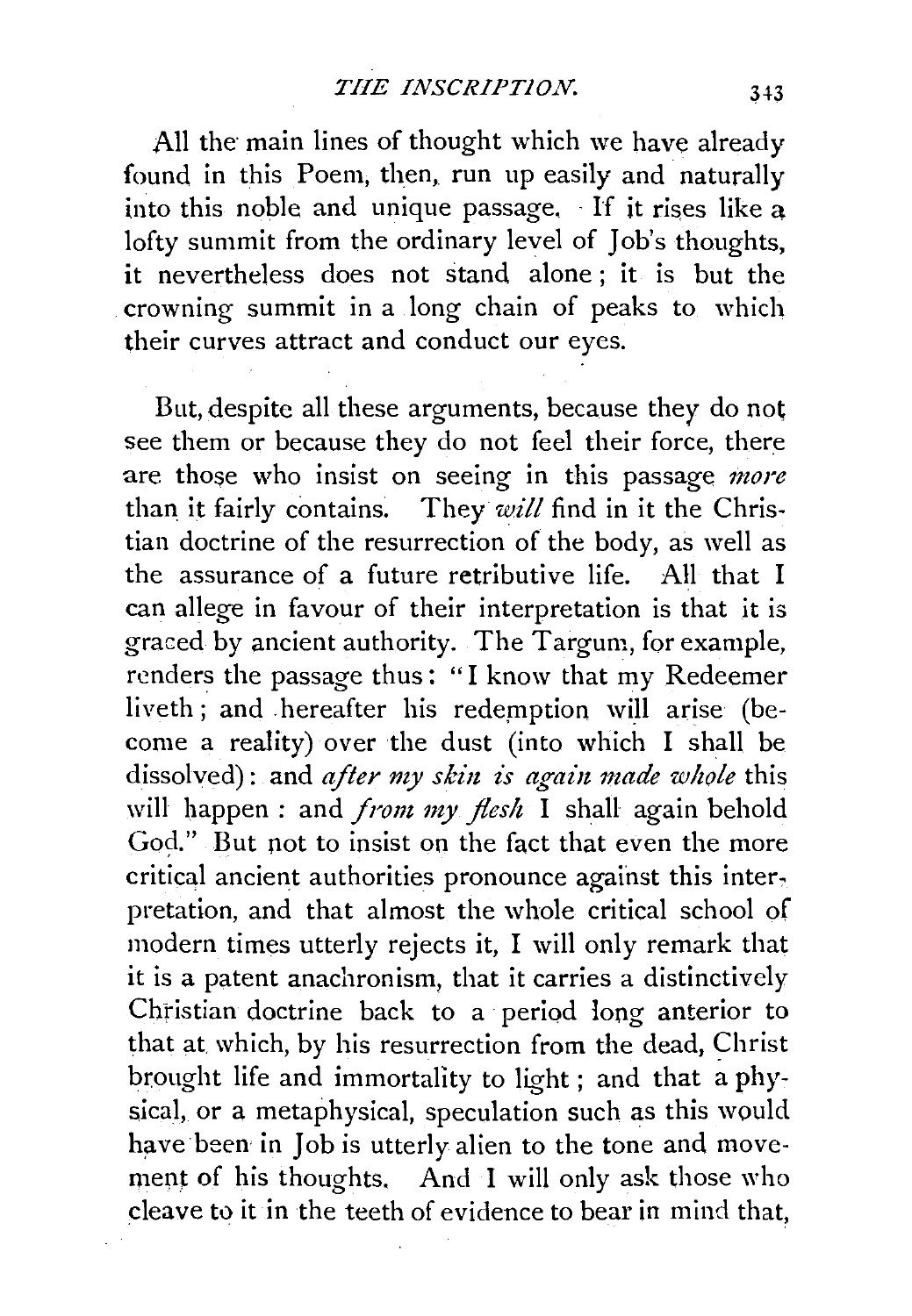All the main lines of thought which we have already found in this Poem, then, run up easily and naturally into this noble and unique passage. If it rises like a lofty summit from the ordinary level of Job's thoughts, it nevertheless does not stand alone; it is but the crowning summit in a long chain of peaks to which their curves attract and conduct our eyes.

But, despite all these arguments, because they do not see them or because they do not feel their force, there are those who insist on seeing in this passage *more* than it fairly contains. They *will* find in it the Christian doctrine of the resurrection of the body, as well as the assurance of a future retributive life. All that I can allege in favour of their interpretation is that it is graced by ancient authority. The Targum, for example, renders the passage thus: "I know that my Redeemer liveth; and hereafter his redemption will arise (become a reality) over the dust (into which I shall be dissolved): and *after my skin is again made whole* this will happen: and *from my flesh* I shall again behold God." But not to insist on the fact that even the more critical ancient authorities pronounce against this interpretation, and that almost the whole critical school of modern times utterly rejects it, I will only remark that it is a patent anachronism, that it carries a distinctively Christian doctrine back to a period long anterior to that at which, by his resurrection from the dead, Christ brought life and immortality to light; and that a physical, or a metaphysical, speculation such as this would have been in Job is utterly alien to the tone and movement of his thoughts. And I will only ask those who cleave to it in the teeth of evidence to bear in mind that,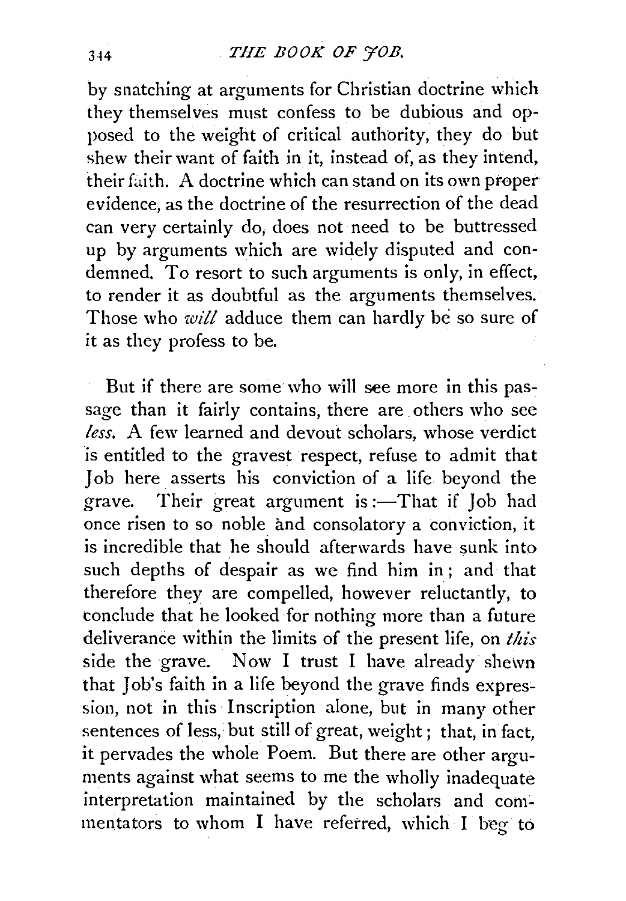by snatching at arguments for Christian doctrine which they themselves must confess to be dubious and opposed to the weight of critical authority, they do but shew their want of faith in it, instead of, as they intend, their faith. A doctrine which can stand on its own proper evidence, as the doctrine of the resurrection of the dead can very certainly do, does not need to be buttressed up by arguments which are widely disputed and condemned. To resort to such arguments is only, in effect, to render it as doubtful as the arguments themselves. Those who *will* adduce them can hardly be so sure of it as they profess to be.

But if there are some who will see more in this passage than it fairly contains, there are others who see *less*. A few learned and devout scholars, whose verdict is entitled to the gravest respect, refuse to admit that Job here asserts his conviction of a life beyond the grave. Their great argument is:—That if Job had once risen to so noble and consolatory a conviction, it is incredible that he should afterwards have sunk into such depths of despair as we find him in; and that therefore they are compelled, however reluctantly, to conclude that he looked for nothing more than a future deliverance within the limits of the present life, on *this* side the grave. Now I trust I have already shewn that Job's faith in a life beyond the grave finds expression, not in this Inscription alone, but in many other sentences of less, but still of great, weight; that, in fact, it pervades the whole Poem. But there are other arguments against what seems to me the wholly inadequate interpretation maintained by the scholars and commentators to whom I have referred, which I beg to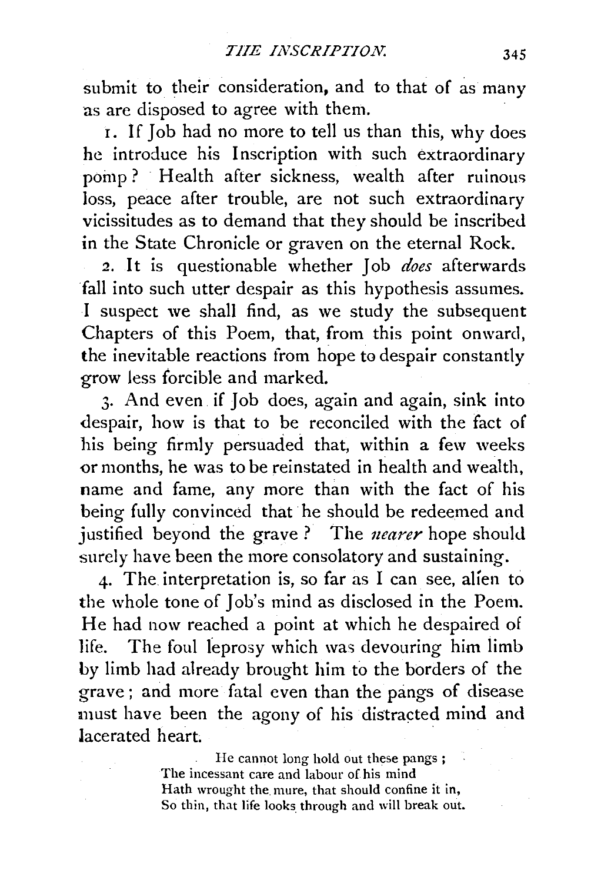submit to their consideration, and to that of as many as are disposed to agree with them.

1. If Job had no more to tell us than this, why does he introduce his Inscription with such extraordinary pomp? Health after sickness, wealth after ruinous loss, peace after trouble, are not such extraordinary vicissitudes as to demand that they should be inscribed in the State Chronicle or graven on the eternal Rock.

2. It is questionable whether Job *does* afterwards fall into such utter despair as this hypothesis assumes. I suspect we shall find, as we study the subsequent Chapters of this Poem, that, from this point onward, the inevitable reactions from hope to despair constantly grow less forcible and marked.

3. And even if Job does, again and again, sink into despair, how is that to be reconciled with the fact of his being firmly persuaded that, within a few weeks or months, he was to be reinstated in health and wealth, name and fame, any more than with the fact of his being fully convinced that he should be redeemed and justified beyond the grave? The *nearer* hope should surely have been the more consolatory and sustaining.

4. The interpretation is, so far as I can see, alien to the whole tone of Job's mind as disclosed in the Poem. He had now reached a point at which he despaired of life. The foul leprosy which was devouring him limb by limb had already brought him to the borders of the grave; and more fatal even than the pangs of disease must have been the agony of his distracted mind and lacerated heart.

> He cannot long hold out these pangs;
> The incessant care and labour of his mind
> Hath wrought the mure, that should confine it in,
> So thin, that life looks through and will break out.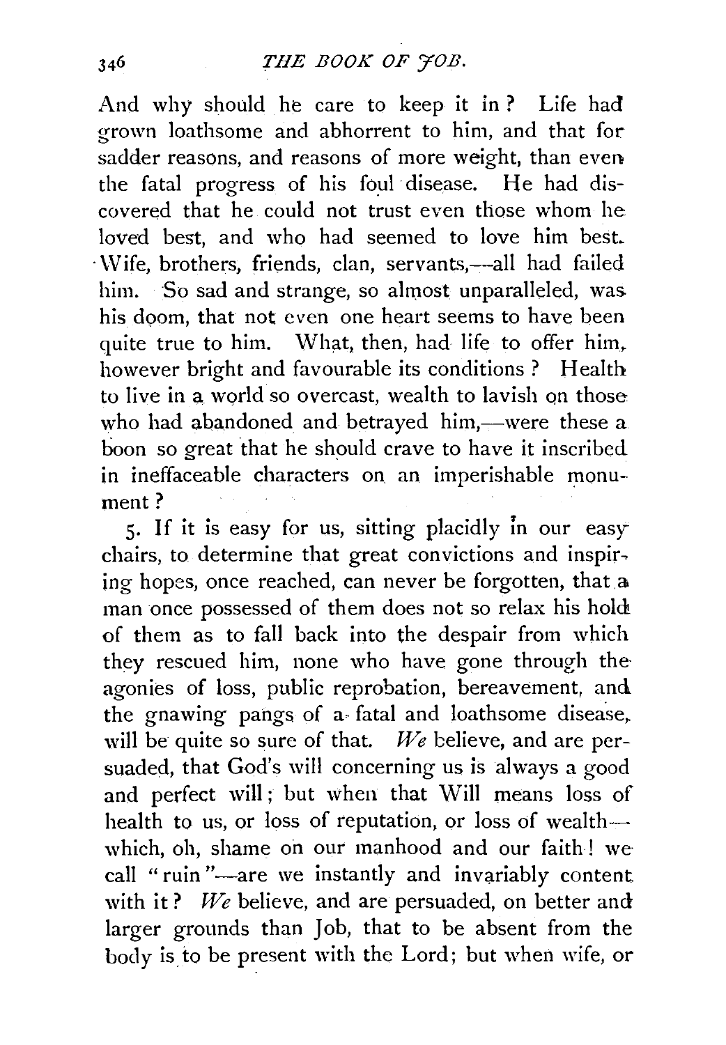And why should he care to keep it in? Life had grown loathsome and abhorrent to him, and that for sadder reasons, and reasons of more weight, than even the fatal progress of his foul disease. He had discovered that he could not trust even those whom he loved best, and who had seemed to love him best. Wife, brothers, friends, clan, servants,—all had failed him. So sad and strange, so almost unparalleled, was his doom, that not even one heart seems to have been quite true to him. What, then, had life to offer him, however bright and favourable its conditions? Health to live in a world so overcast, wealth to lavish on those who had abandoned and betrayed him,—were these a boon so great that he should crave to have it inscribed in ineffaceable characters on an imperishable monument?

5. If it is easy for us, sitting placidly in our easy chairs, to determine that great convictions and inspiring hopes, once reached, can never be forgotten, that a man once possessed of them does not so relax his hold of them as to fall back into the despair from which they rescued him, none who have gone through the agonies of loss, public reprobation, bereavement, and the gnawing pangs of a fatal and loathsome disease, will be quite so sure of that. *We* believe, and are persuaded, that God's will concerning us is always a good and perfect will; but when that Will means loss of health to us, or loss of reputation, or loss of wealth—which, oh, shame on our manhood and our faith! we call "ruin"—are we instantly and invariably content with it? *We* believe, and are persuaded, on better and larger grounds than Job, that to be absent from the body is to be present with the Lord; but when wife, or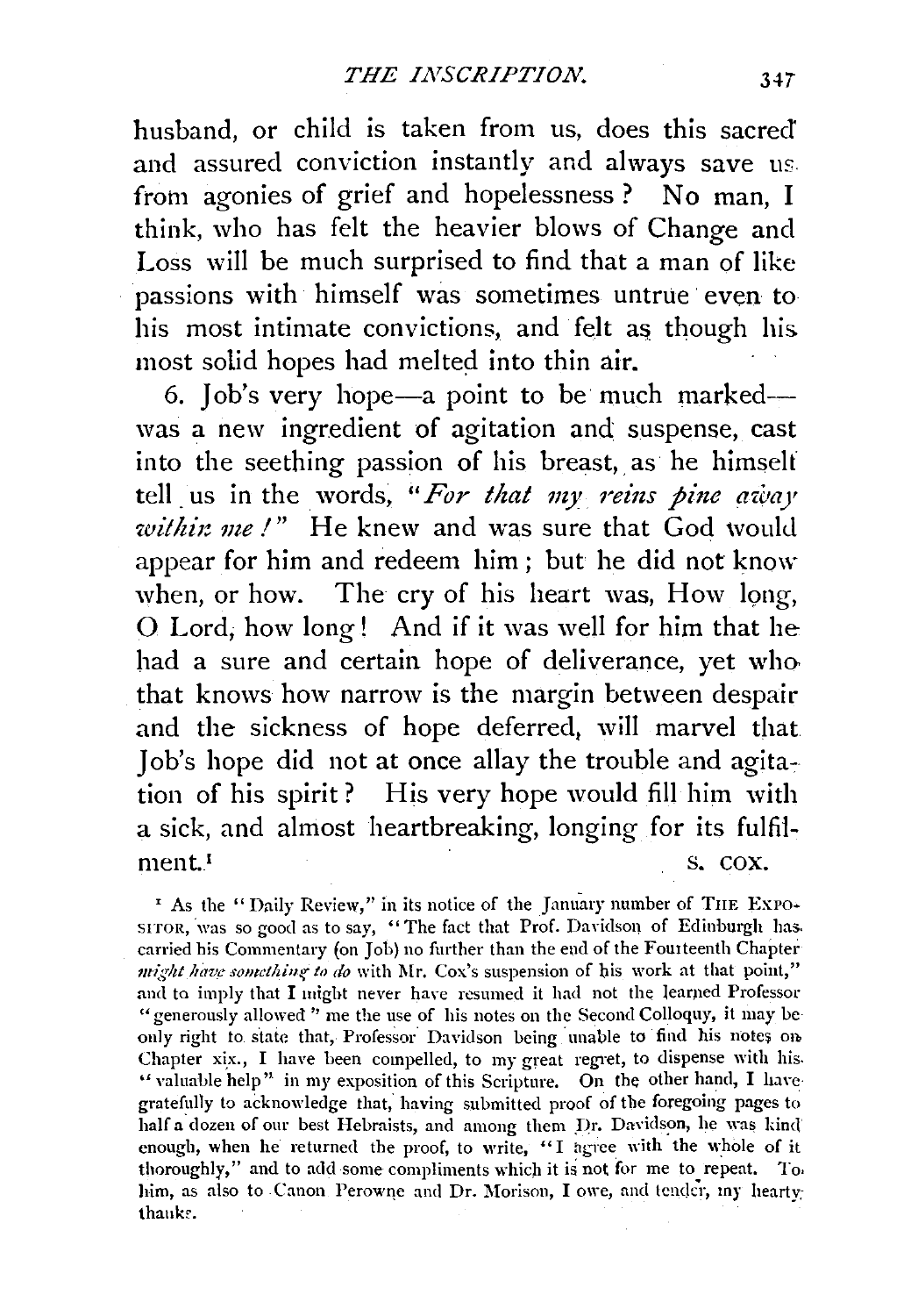husband, or child is taken from us, does this sacred and assured conviction instantly and always save us from agonies of grief and hopelessness? No man, I think, who has felt the heavier blows of Change and Loss will be much surprised to find that a man of like passions with himself was sometimes untrue even to his most intimate convictions, and felt as though his most solid hopes had melted into thin air.

6. Job's very hope—a point to be much marked—was a new ingredient of agitation and suspense, cast into the seething passion of his breast, as he himself tell us in the words, "*For that my reins pine away within me!*" He knew and was sure that God would appear for him and redeem him; but he did not know when, or how. The cry of his heart was, How long, O Lord, how long! And if it was well for him that he had a sure and certain hope of deliverance, yet who that knows how narrow is the margin between despair and the sickness of hope deferred, will marvel that Job's hope did not at once allay the trouble and agitation of his spirit? His very hope would fill him with a sick, and almost heartbreaking, longing for its fulfilment.[1]

S. COX.

[1] As the "Daily Review," in its notice of the January number of THE EXPOSITOR, was so good as to say, "The fact that Prof. Davidson of Edinburgh has carried his Commentary (on Job) no further than the end of the Fourteenth Chapter *might have something to do* with Mr. Cox's suspension of his work at that point," and to imply that I might never have resumed it had not the learned Professor "generously allowed" me the use of his notes on the Second Colloquy, it may be only right to state that, Professor Davidson being unable to find his notes on Chapter xix., I have been compelled, to my great regret, to dispense with his "valuable help" in my exposition of this Scripture. On the other hand, I have gratefully to acknowledge that, having submitted proof of the foregoing pages to half a dozen of our best Hebraists, and among them Dr. Davidson, he was kind enough, when he returned the proof, to write, "I agree with the whole of it thoroughly," and to add some compliments which it is not for me to repeat. To him, as also to Canon Perowne and Dr. Morison, I owe, and tender, my hearty thanks.